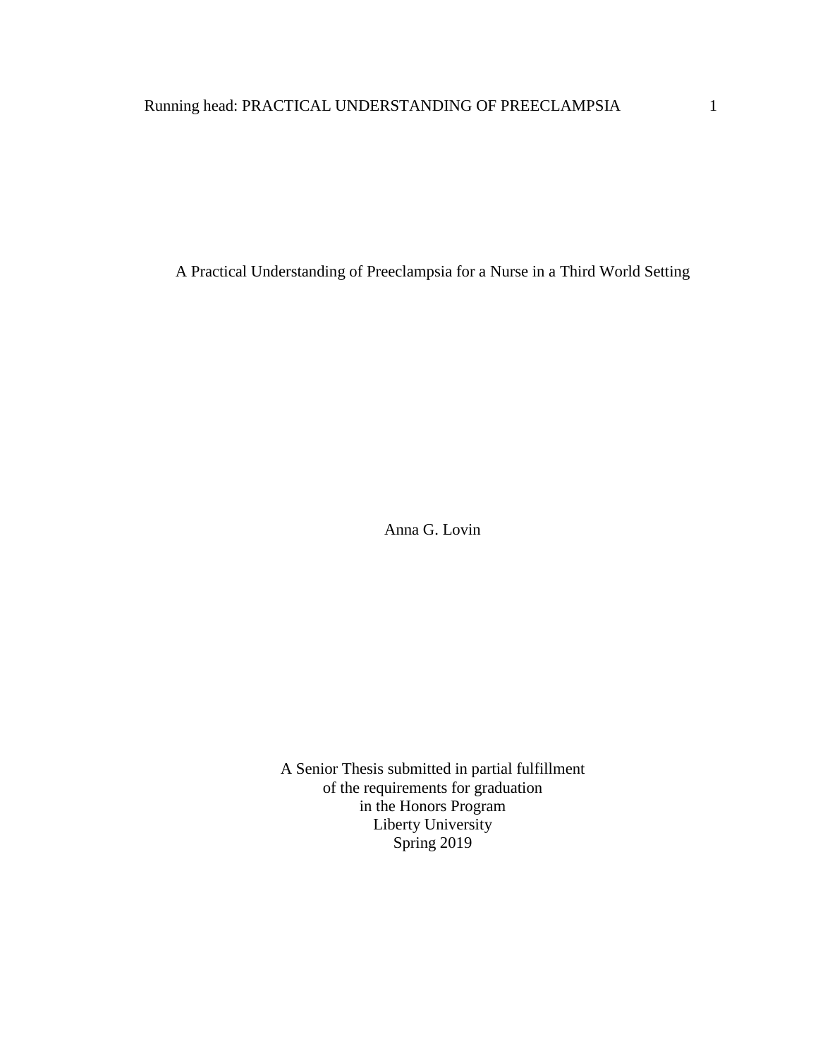# A Practical Understanding of Preeclampsia for a Nurse in a Third World Setting

Anna G. Lovin

A Senior Thesis submitted in partial fulfillment
of the requirements for graduation
in the Honors Program
Liberty University
Spring 2019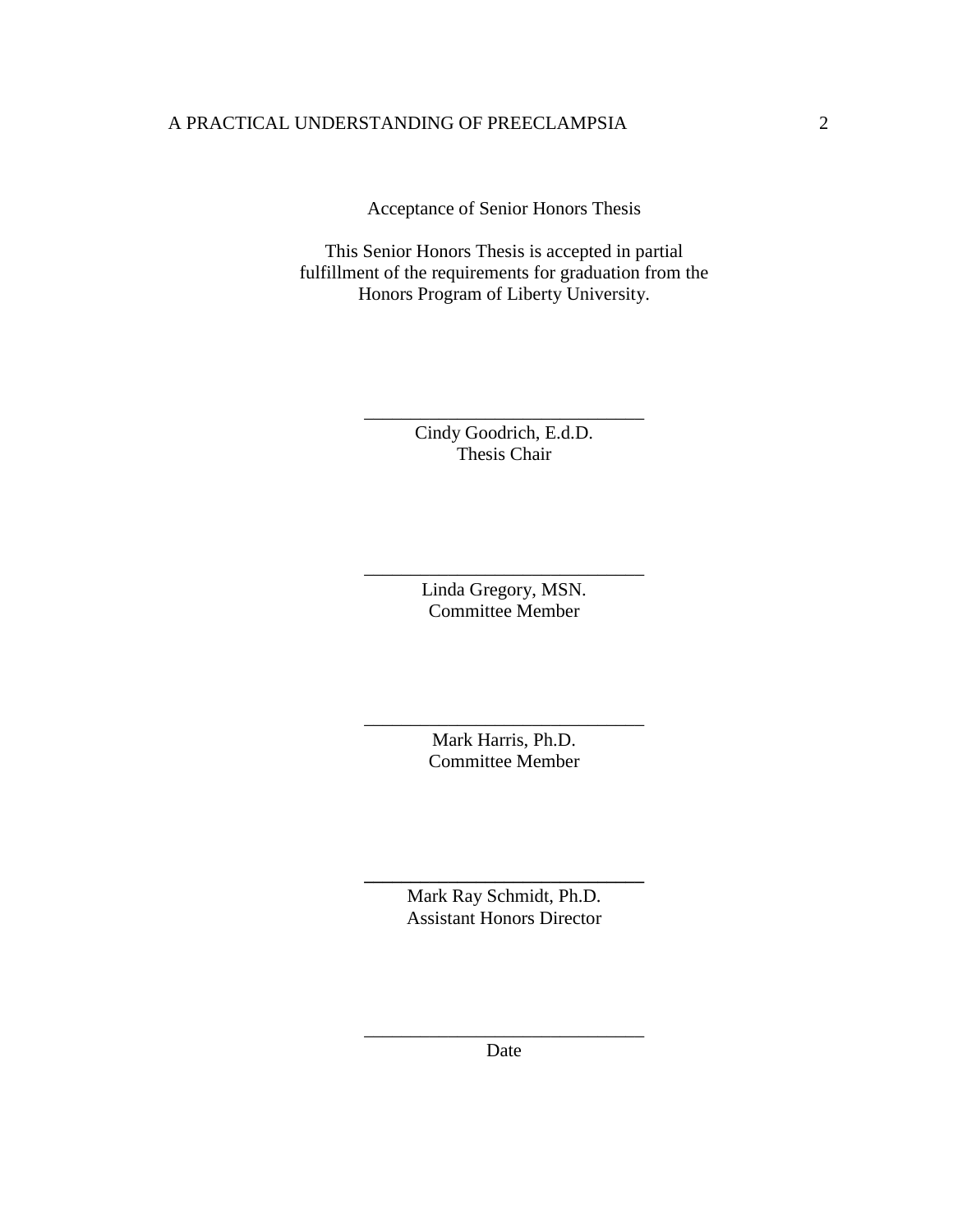Acceptance of Senior Honors Thesis

This Senior Honors Thesis is accepted in partial fulfillment of the requirements for graduation from the Honors Program of Liberty University.

______________________________
Cindy Goodrich, E.d.D.
Thesis Chair

______________________________
Linda Gregory, MSN.
Committee Member

______________________________
Mark Harris, Ph.D.
Committee Member

______________________________
Mark Ray Schmidt, Ph.D.
Assistant Honors Director

______________________________
Date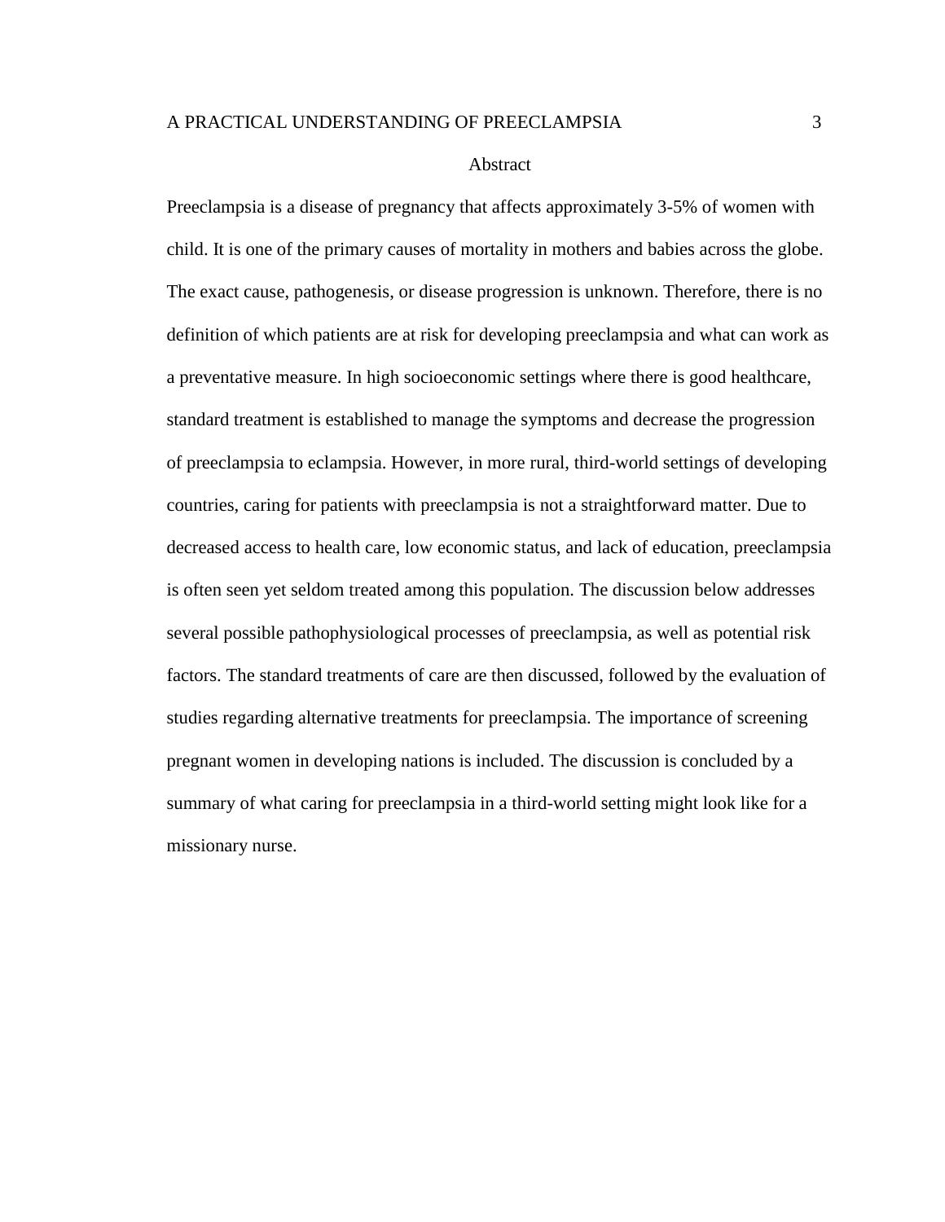# Abstract

Preeclampsia is a disease of pregnancy that affects approximately 3-5% of women with child. It is one of the primary causes of mortality in mothers and babies across the globe. The exact cause, pathogenesis, or disease progression is unknown. Therefore, there is no definition of which patients are at risk for developing preeclampsia and what can work as a preventative measure. In high socioeconomic settings where there is good healthcare, standard treatment is established to manage the symptoms and decrease the progression of preeclampsia to eclampsia. However, in more rural, third-world settings of developing countries, caring for patients with preeclampsia is not a straightforward matter. Due to decreased access to health care, low economic status, and lack of education, preeclampsia is often seen yet seldom treated among this population. The discussion below addresses several possible pathophysiological processes of preeclampsia, as well as potential risk factors. The standard treatments of care are then discussed, followed by the evaluation of studies regarding alternative treatments for preeclampsia. The importance of screening pregnant women in developing nations is included. The discussion is concluded by a summary of what caring for preeclampsia in a third-world setting might look like for a missionary nurse.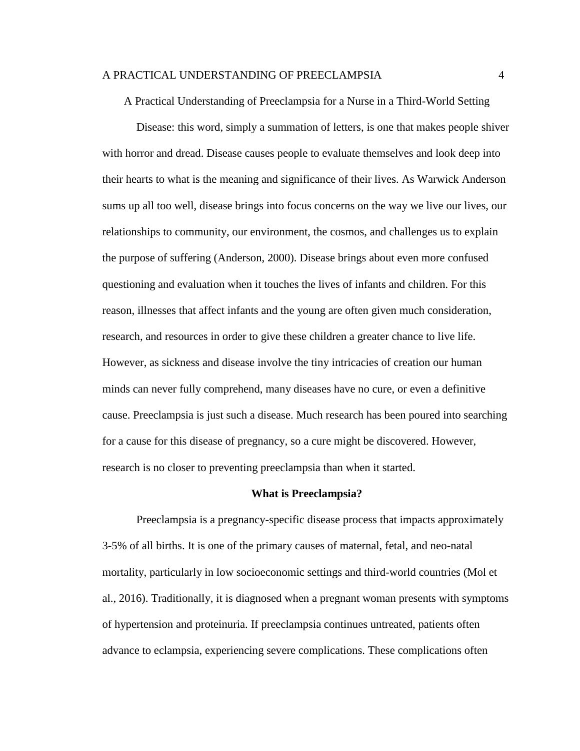A Practical Understanding of Preeclampsia for a Nurse in a Third-World Setting

Disease: this word, simply a summation of letters, is one that makes people shiver with horror and dread. Disease causes people to evaluate themselves and look deep into their hearts to what is the meaning and significance of their lives. As Warwick Anderson sums up all too well, disease brings into focus concerns on the way we live our lives, our relationships to community, our environment, the cosmos, and challenges us to explain the purpose of suffering (Anderson, 2000). Disease brings about even more confused questioning and evaluation when it touches the lives of infants and children. For this reason, illnesses that affect infants and the young are often given much consideration, research, and resources in order to give these children a greater chance to live life. However, as sickness and disease involve the tiny intricacies of creation our human minds can never fully comprehend, many diseases have no cure, or even a definitive cause. Preeclampsia is just such a disease. Much research has been poured into searching for a cause for this disease of pregnancy, so a cure might be discovered. However, research is no closer to preventing preeclampsia than when it started.

## What is Preeclampsia?

Preeclampsia is a pregnancy-specific disease process that impacts approximately 3-5% of all births. It is one of the primary causes of maternal, fetal, and neo-natal mortality, particularly in low socioeconomic settings and third-world countries (Mol et al., 2016). Traditionally, it is diagnosed when a pregnant woman presents with symptoms of hypertension and proteinuria. If preeclampsia continues untreated, patients often advance to eclampsia, experiencing severe complications. These complications often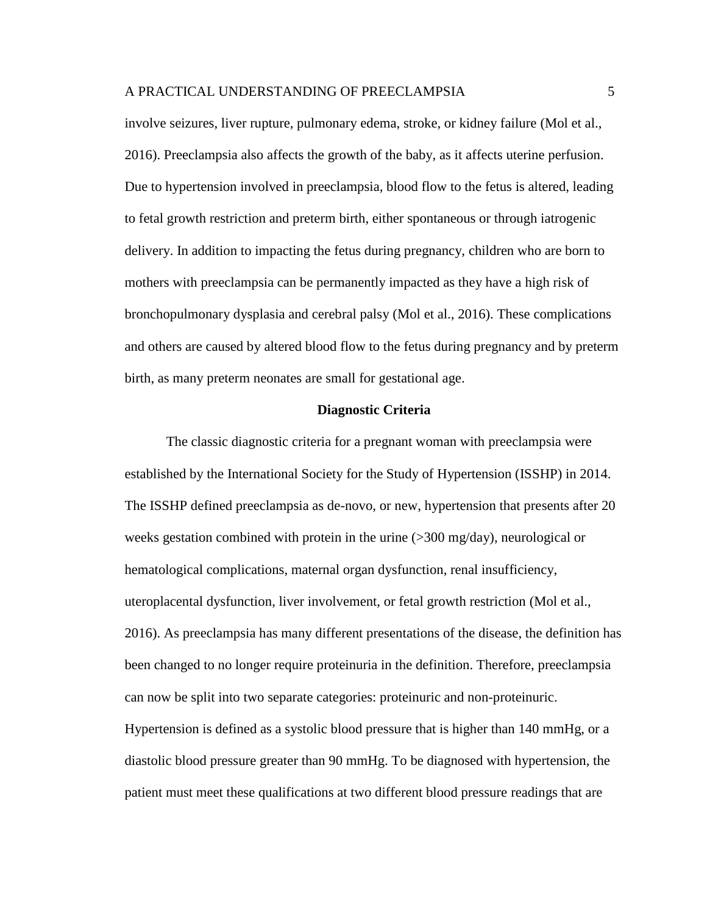involve seizures, liver rupture, pulmonary edema, stroke, or kidney failure (Mol et al., 2016). Preeclampsia also affects the growth of the baby, as it affects uterine perfusion. Due to hypertension involved in preeclampsia, blood flow to the fetus is altered, leading to fetal growth restriction and preterm birth, either spontaneous or through iatrogenic delivery. In addition to impacting the fetus during pregnancy, children who are born to mothers with preeclampsia can be permanently impacted as they have a high risk of bronchopulmonary dysplasia and cerebral palsy (Mol et al., 2016). These complications and others are caused by altered blood flow to the fetus during pregnancy and by preterm birth, as many preterm neonates are small for gestational age.

## Diagnostic Criteria

The classic diagnostic criteria for a pregnant woman with preeclampsia were established by the International Society for the Study of Hypertension (ISSHP) in 2014. The ISSHP defined preeclampsia as de-novo, or new, hypertension that presents after 20 weeks gestation combined with protein in the urine (>300 mg/day), neurological or hematological complications, maternal organ dysfunction, renal insufficiency, uteroplacental dysfunction, liver involvement, or fetal growth restriction (Mol et al., 2016). As preeclampsia has many different presentations of the disease, the definition has been changed to no longer require proteinuria in the definition. Therefore, preeclampsia can now be split into two separate categories: proteinuric and non-proteinuric. Hypertension is defined as a systolic blood pressure that is higher than 140 mmHg, or a diastolic blood pressure greater than 90 mmHg. To be diagnosed with hypertension, the patient must meet these qualifications at two different blood pressure readings that are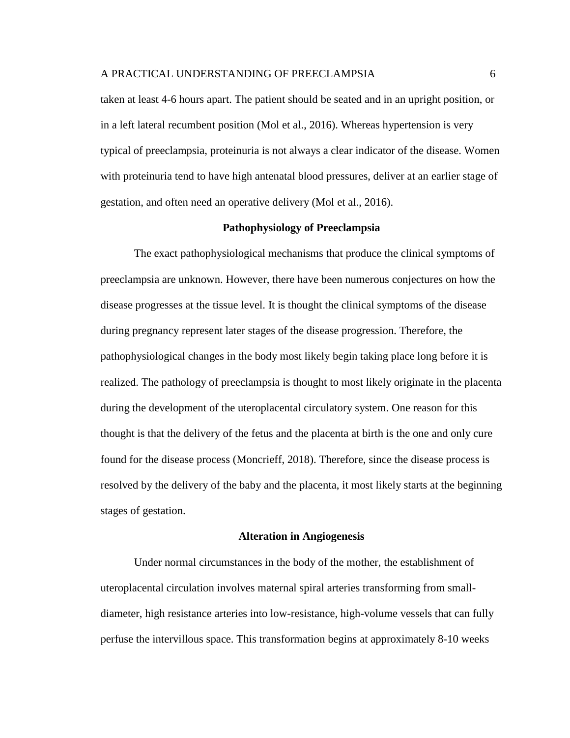taken at least 4-6 hours apart. The patient should be seated and in an upright position, or in a left lateral recumbent position (Mol et al., 2016). Whereas hypertension is very typical of preeclampsia, proteinuria is not always a clear indicator of the disease. Women with proteinuria tend to have high antenatal blood pressures, deliver at an earlier stage of gestation, and often need an operative delivery (Mol et al., 2016).

## Pathophysiology of Preeclampsia

The exact pathophysiological mechanisms that produce the clinical symptoms of preeclampsia are unknown. However, there have been numerous conjectures on how the disease progresses at the tissue level. It is thought the clinical symptoms of the disease during pregnancy represent later stages of the disease progression. Therefore, the pathophysiological changes in the body most likely begin taking place long before it is realized. The pathology of preeclampsia is thought to most likely originate in the placenta during the development of the uteroplacental circulatory system. One reason for this thought is that the delivery of the fetus and the placenta at birth is the one and only cure found for the disease process (Moncrieff, 2018). Therefore, since the disease process is resolved by the delivery of the baby and the placenta, it most likely starts at the beginning stages of gestation.

### Alteration in Angiogenesis

Under normal circumstances in the body of the mother, the establishment of uteroplacental circulation involves maternal spiral arteries transforming from small-diameter, high resistance arteries into low-resistance, high-volume vessels that can fully perfuse the intervillous space. This transformation begins at approximately 8-10 weeks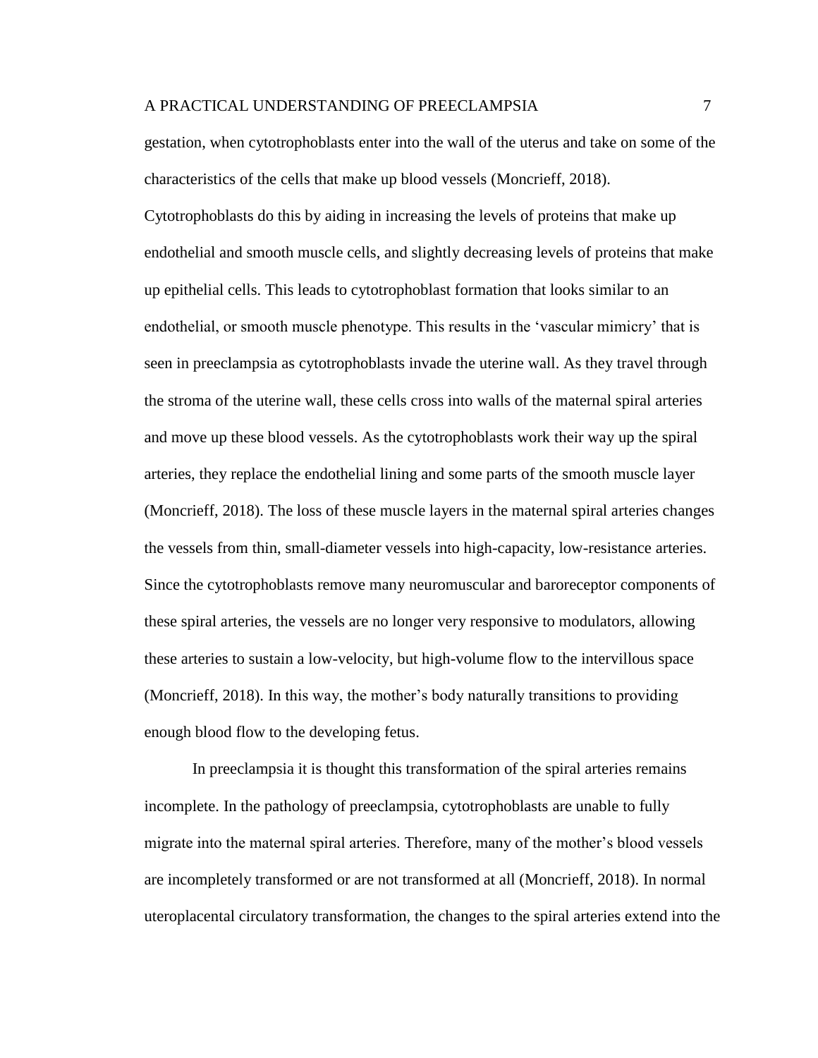gestation, when cytotrophoblasts enter into the wall of the uterus and take on some of the characteristics of the cells that make up blood vessels (Moncrieff, 2018). Cytotrophoblasts do this by aiding in increasing the levels of proteins that make up endothelial and smooth muscle cells, and slightly decreasing levels of proteins that make up epithelial cells. This leads to cytotrophoblast formation that looks similar to an endothelial, or smooth muscle phenotype. This results in the 'vascular mimicry' that is seen in preeclampsia as cytotrophoblasts invade the uterine wall. As they travel through the stroma of the uterine wall, these cells cross into walls of the maternal spiral arteries and move up these blood vessels. As the cytotrophoblasts work their way up the spiral arteries, they replace the endothelial lining and some parts of the smooth muscle layer (Moncrieff, 2018). The loss of these muscle layers in the maternal spiral arteries changes the vessels from thin, small-diameter vessels into high-capacity, low-resistance arteries. Since the cytotrophoblasts remove many neuromuscular and baroreceptor components of these spiral arteries, the vessels are no longer very responsive to modulators, allowing these arteries to sustain a low-velocity, but high-volume flow to the intervillous space (Moncrieff, 2018). In this way, the mother's body naturally transitions to providing enough blood flow to the developing fetus.

In preeclampsia it is thought this transformation of the spiral arteries remains incomplete. In the pathology of preeclampsia, cytotrophoblasts are unable to fully migrate into the maternal spiral arteries. Therefore, many of the mother's blood vessels are incompletely transformed or are not transformed at all (Moncrieff, 2018). In normal uteroplacental circulatory transformation, the changes to the spiral arteries extend into the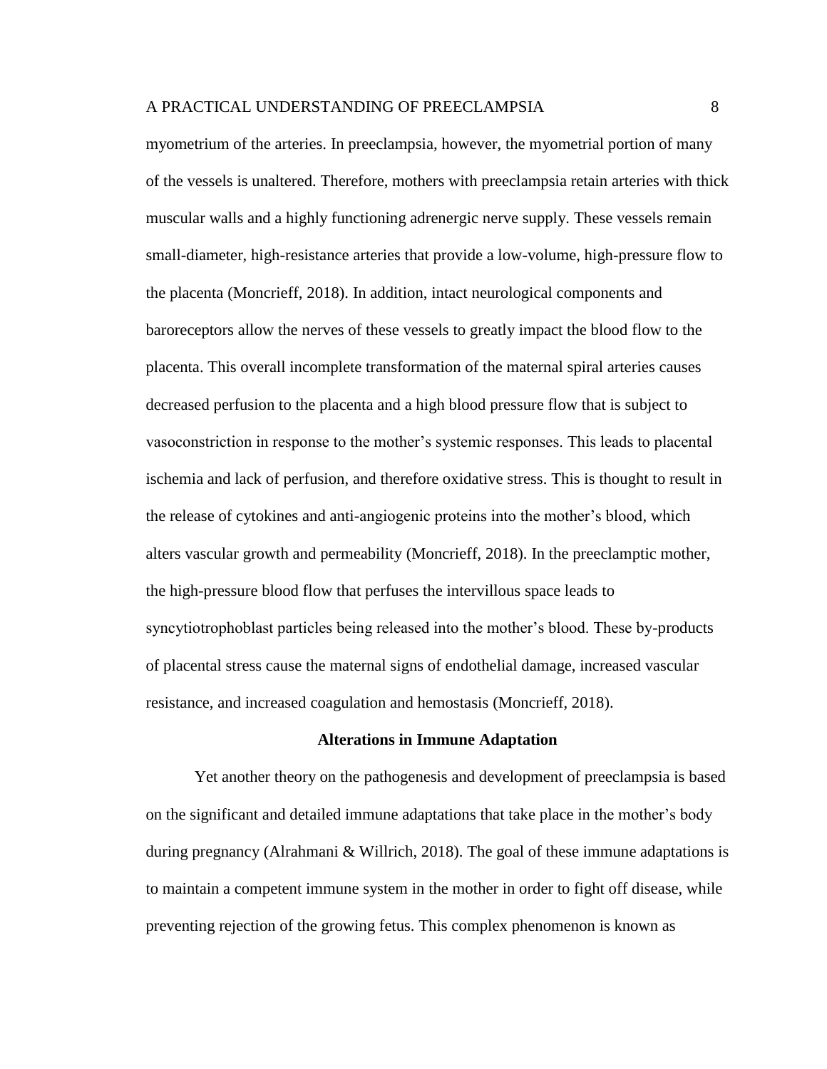myometrium of the arteries. In preeclampsia, however, the myometrial portion of many of the vessels is unaltered. Therefore, mothers with preeclampsia retain arteries with thick muscular walls and a highly functioning adrenergic nerve supply. These vessels remain small-diameter, high-resistance arteries that provide a low-volume, high-pressure flow to the placenta (Moncrieff, 2018). In addition, intact neurological components and baroreceptors allow the nerves of these vessels to greatly impact the blood flow to the placenta. This overall incomplete transformation of the maternal spiral arteries causes decreased perfusion to the placenta and a high blood pressure flow that is subject to vasoconstriction in response to the mother's systemic responses. This leads to placental ischemia and lack of perfusion, and therefore oxidative stress. This is thought to result in the release of cytokines and anti-angiogenic proteins into the mother's blood, which alters vascular growth and permeability (Moncrieff, 2018). In the preeclamptic mother, the high-pressure blood flow that perfuses the intervillous space leads to syncytiotrophoblast particles being released into the mother's blood. These by-products of placental stress cause the maternal signs of endothelial damage, increased vascular resistance, and increased coagulation and hemostasis (Moncrieff, 2018).

## Alterations in Immune Adaptation

Yet another theory on the pathogenesis and development of preeclampsia is based on the significant and detailed immune adaptations that take place in the mother's body during pregnancy (Alrahmani & Willrich, 2018). The goal of these immune adaptations is to maintain a competent immune system in the mother in order to fight off disease, while preventing rejection of the growing fetus. This complex phenomenon is known as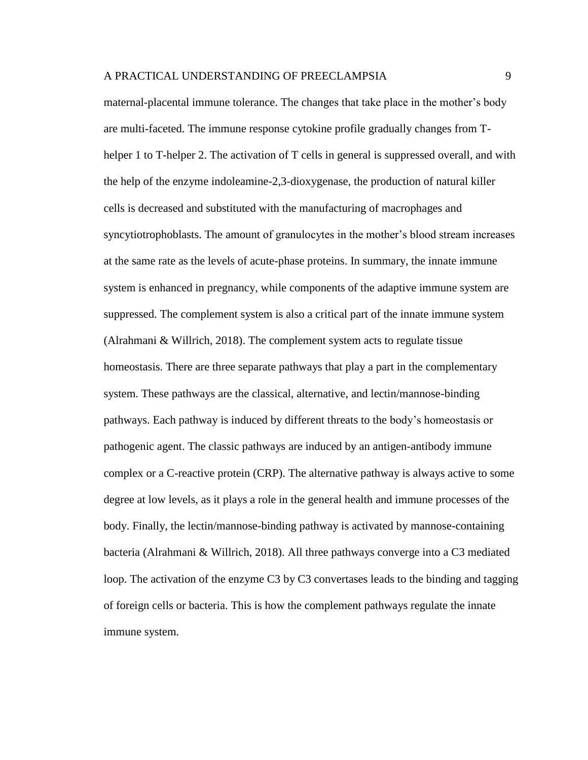maternal-placental immune tolerance. The changes that take place in the mother's body are multi-faceted. The immune response cytokine profile gradually changes from T-helper 1 to T-helper 2. The activation of T cells in general is suppressed overall, and with the help of the enzyme indoleamine-2,3-dioxygenase, the production of natural killer cells is decreased and substituted with the manufacturing of macrophages and syncytiotrophoblasts. The amount of granulocytes in the mother's blood stream increases at the same rate as the levels of acute-phase proteins. In summary, the innate immune system is enhanced in pregnancy, while components of the adaptive immune system are suppressed. The complement system is also a critical part of the innate immune system (Alrahmani & Willrich, 2018). The complement system acts to regulate tissue homeostasis. There are three separate pathways that play a part in the complementary system. These pathways are the classical, alternative, and lectin/mannose-binding pathways. Each pathway is induced by different threats to the body's homeostasis or pathogenic agent. The classic pathways are induced by an antigen-antibody immune complex or a C-reactive protein (CRP). The alternative pathway is always active to some degree at low levels, as it plays a role in the general health and immune processes of the body. Finally, the lectin/mannose-binding pathway is activated by mannose-containing bacteria (Alrahmani & Willrich, 2018). All three pathways converge into a C3 mediated loop. The activation of the enzyme C3 by C3 convertases leads to the binding and tagging of foreign cells or bacteria. This is how the complement pathways regulate the innate immune system.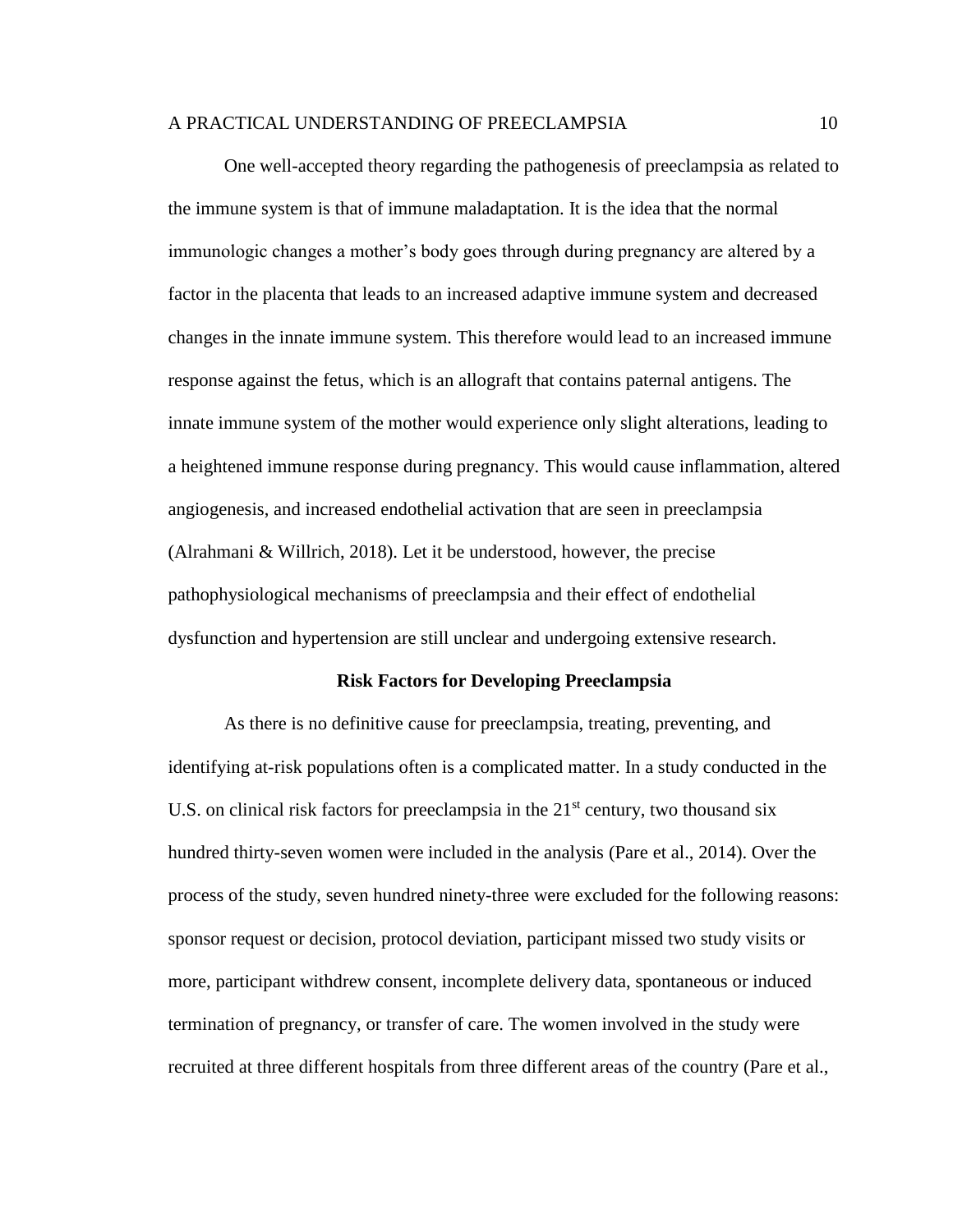One well-accepted theory regarding the pathogenesis of preeclampsia as related to the immune system is that of immune maladaptation. It is the idea that the normal immunologic changes a mother's body goes through during pregnancy are altered by a factor in the placenta that leads to an increased adaptive immune system and decreased changes in the innate immune system. This therefore would lead to an increased immune response against the fetus, which is an allograft that contains paternal antigens. The innate immune system of the mother would experience only slight alterations, leading to a heightened immune response during pregnancy. This would cause inflammation, altered angiogenesis, and increased endothelial activation that are seen in preeclampsia (Alrahmani & Willrich, 2018). Let it be understood, however, the precise pathophysiological mechanisms of preeclampsia and their effect of endothelial dysfunction and hypertension are still unclear and undergoing extensive research.

## Risk Factors for Developing Preeclampsia

As there is no definitive cause for preeclampsia, treating, preventing, and identifying at-risk populations often is a complicated matter. In a study conducted in the U.S. on clinical risk factors for preeclampsia in the 21st century, two thousand six hundred thirty-seven women were included in the analysis (Pare et al., 2014). Over the process of the study, seven hundred ninety-three were excluded for the following reasons: sponsor request or decision, protocol deviation, participant missed two study visits or more, participant withdrew consent, incomplete delivery data, spontaneous or induced termination of pregnancy, or transfer of care. The women involved in the study were recruited at three different hospitals from three different areas of the country (Pare et al.,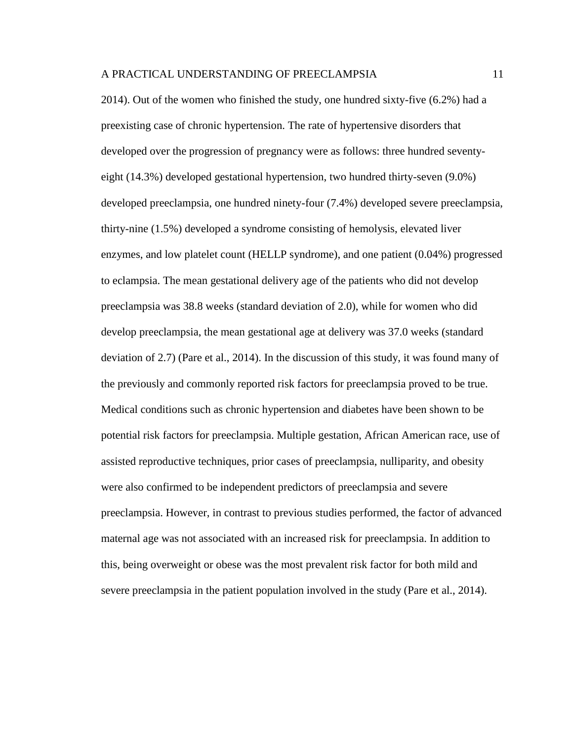2014). Out of the women who finished the study, one hundred sixty-five (6.2%) had a preexisting case of chronic hypertension. The rate of hypertensive disorders that developed over the progression of pregnancy were as follows: three hundred seventy-eight (14.3%) developed gestational hypertension, two hundred thirty-seven (9.0%) developed preeclampsia, one hundred ninety-four (7.4%) developed severe preeclampsia, thirty-nine (1.5%) developed a syndrome consisting of hemolysis, elevated liver enzymes, and low platelet count (HELLP syndrome), and one patient (0.04%) progressed to eclampsia. The mean gestational delivery age of the patients who did not develop preeclampsia was 38.8 weeks (standard deviation of 2.0), while for women who did develop preeclampsia, the mean gestational age at delivery was 37.0 weeks (standard deviation of 2.7) (Pare et al., 2014). In the discussion of this study, it was found many of the previously and commonly reported risk factors for preeclampsia proved to be true. Medical conditions such as chronic hypertension and diabetes have been shown to be potential risk factors for preeclampsia. Multiple gestation, African American race, use of assisted reproductive techniques, prior cases of preeclampsia, nulliparity, and obesity were also confirmed to be independent predictors of preeclampsia and severe preeclampsia. However, in contrast to previous studies performed, the factor of advanced maternal age was not associated with an increased risk for preeclampsia. In addition to this, being overweight or obese was the most prevalent risk factor for both mild and severe preeclampsia in the patient population involved in the study (Pare et al., 2014).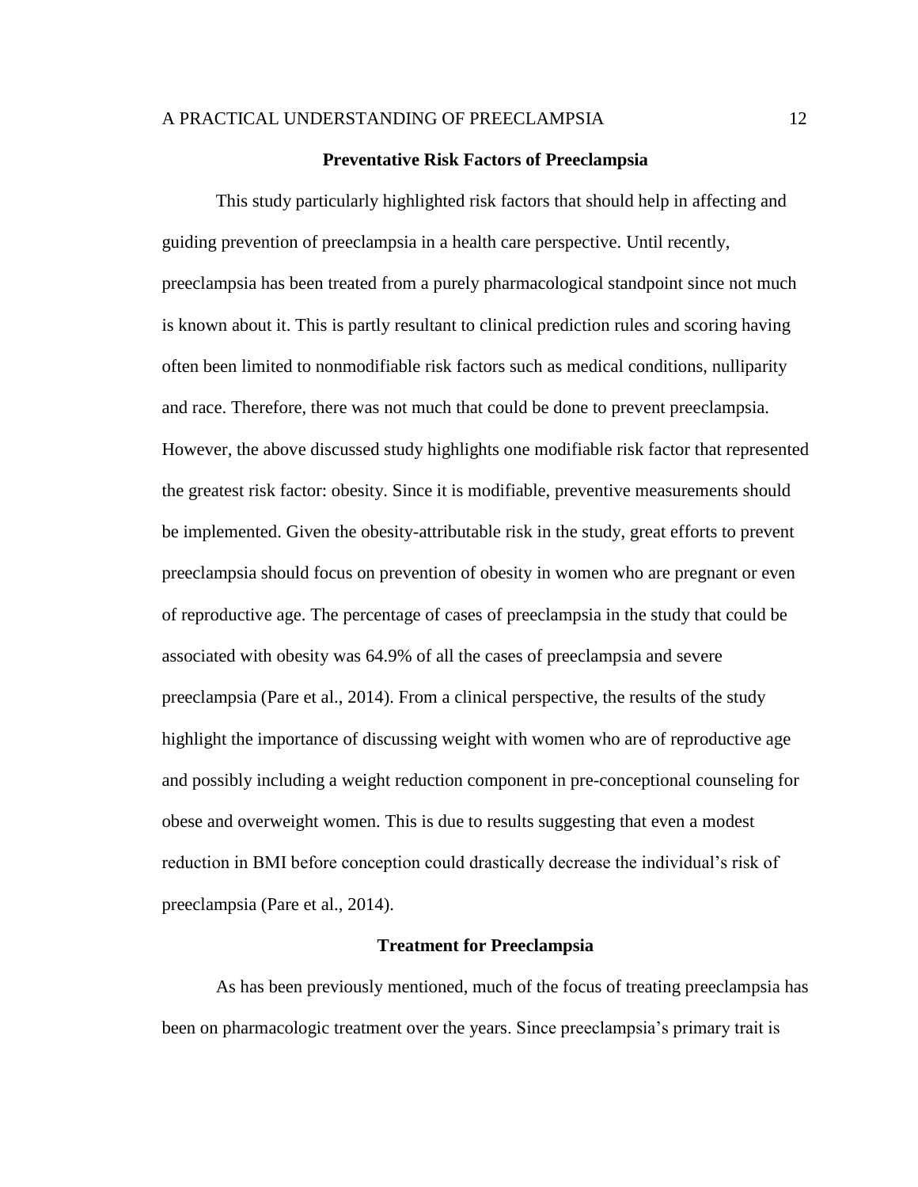## Preventative Risk Factors of Preeclampsia

This study particularly highlighted risk factors that should help in affecting and guiding prevention of preeclampsia in a health care perspective. Until recently, preeclampsia has been treated from a purely pharmacological standpoint since not much is known about it. This is partly resultant to clinical prediction rules and scoring having often been limited to nonmodifiable risk factors such as medical conditions, nulliparity and race. Therefore, there was not much that could be done to prevent preeclampsia. However, the above discussed study highlights one modifiable risk factor that represented the greatest risk factor: obesity. Since it is modifiable, preventive measurements should be implemented. Given the obesity-attributable risk in the study, great efforts to prevent preeclampsia should focus on prevention of obesity in women who are pregnant or even of reproductive age. The percentage of cases of preeclampsia in the study that could be associated with obesity was 64.9% of all the cases of preeclampsia and severe preeclampsia (Pare et al., 2014). From a clinical perspective, the results of the study highlight the importance of discussing weight with women who are of reproductive age and possibly including a weight reduction component in pre-conceptional counseling for obese and overweight women. This is due to results suggesting that even a modest reduction in BMI before conception could drastically decrease the individual's risk of preeclampsia (Pare et al., 2014).

## Treatment for Preeclampsia

As has been previously mentioned, much of the focus of treating preeclampsia has been on pharmacologic treatment over the years. Since preeclampsia's primary trait is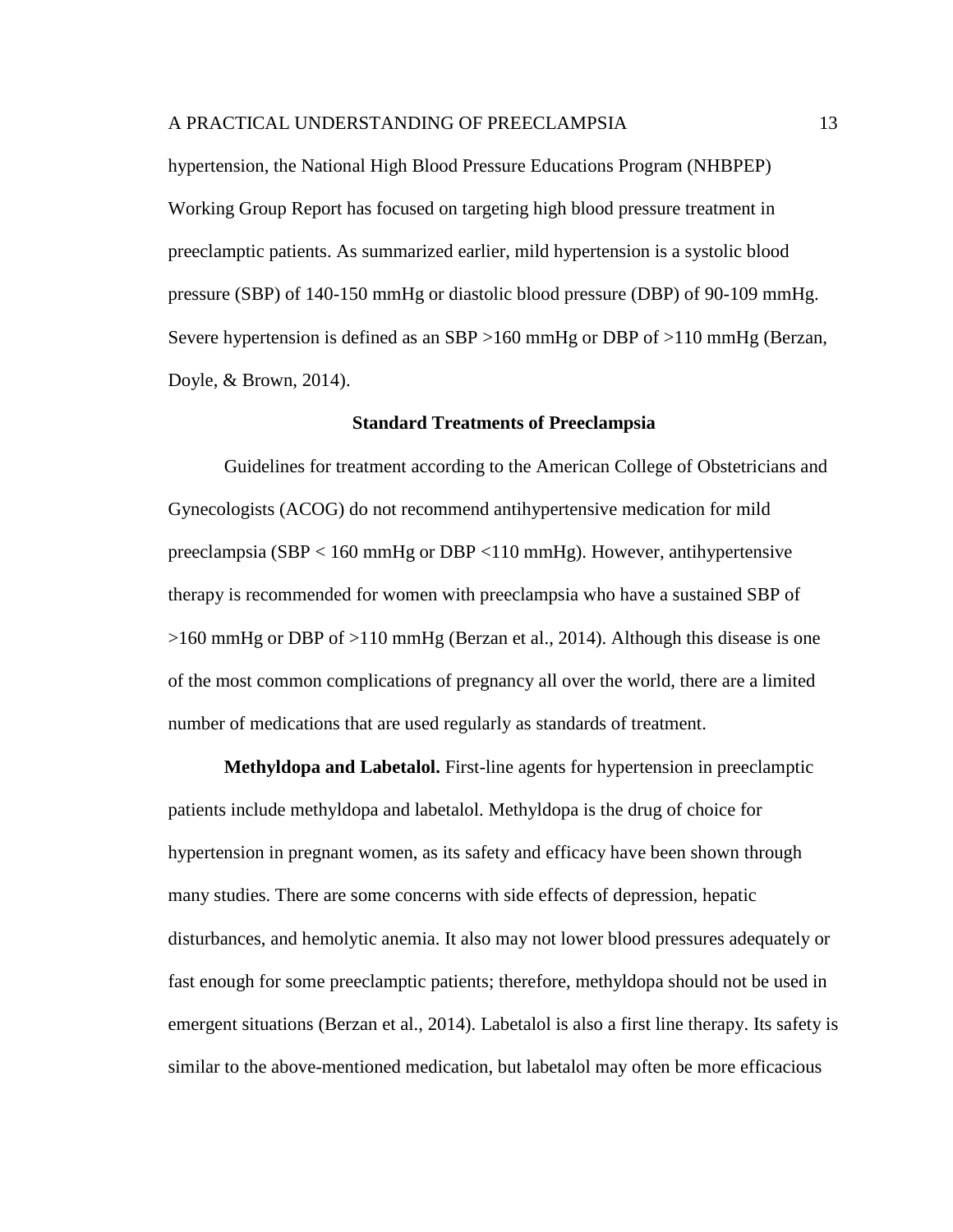hypertension, the National High Blood Pressure Educations Program (NHBPEP) Working Group Report has focused on targeting high blood pressure treatment in preeclamptic patients. As summarized earlier, mild hypertension is a systolic blood pressure (SBP) of 140-150 mmHg or diastolic blood pressure (DBP) of 90-109 mmHg. Severe hypertension is defined as an SBP >160 mmHg or DBP of >110 mmHg (Berzan, Doyle, & Brown, 2014).

## Standard Treatments of Preeclampsia

Guidelines for treatment according to the American College of Obstetricians and Gynecologists (ACOG) do not recommend antihypertensive medication for mild preeclampsia (SBP < 160 mmHg or DBP <110 mmHg). However, antihypertensive therapy is recommended for women with preeclampsia who have a sustained SBP of >160 mmHg or DBP of >110 mmHg (Berzan et al., 2014). Although this disease is one of the most common complications of pregnancy all over the world, there are a limited number of medications that are used regularly as standards of treatment.

**Methyldopa and Labetalol.** First-line agents for hypertension in preeclamptic patients include methyldopa and labetalol. Methyldopa is the drug of choice for hypertension in pregnant women, as its safety and efficacy have been shown through many studies. There are some concerns with side effects of depression, hepatic disturbances, and hemolytic anemia. It also may not lower blood pressures adequately or fast enough for some preeclamptic patients; therefore, methyldopa should not be used in emergent situations (Berzan et al., 2014). Labetalol is also a first line therapy. Its safety is similar to the above-mentioned medication, but labetalol may often be more efficacious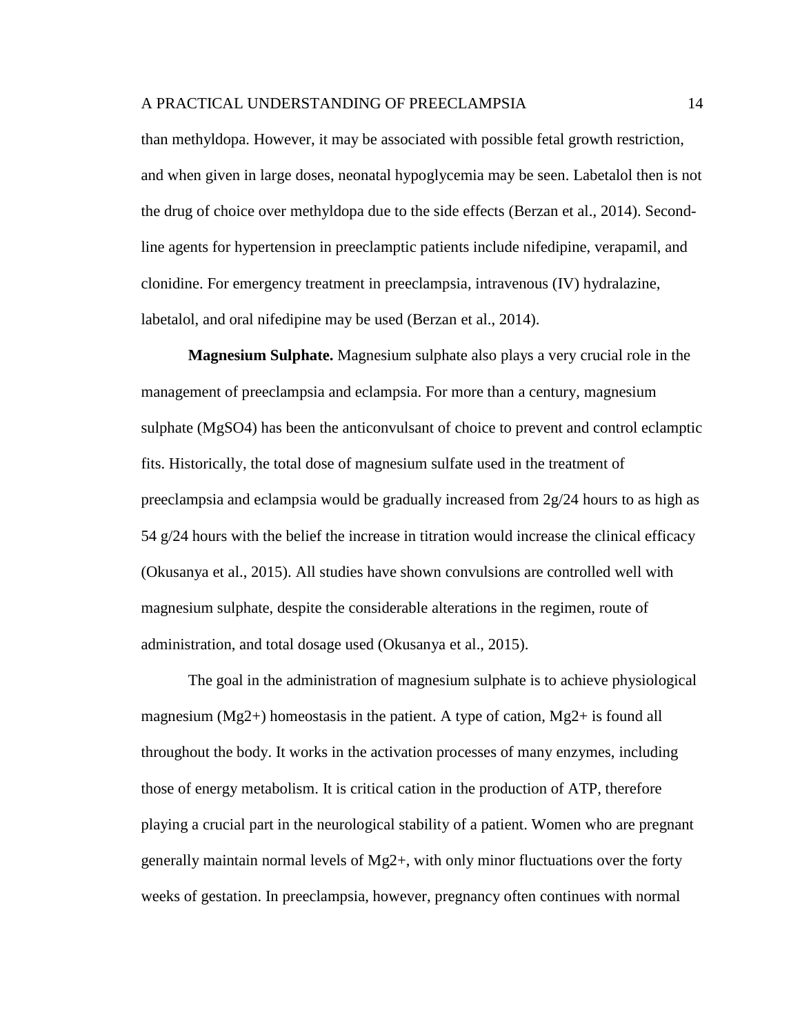than methyldopa. However, it may be associated with possible fetal growth restriction, and when given in large doses, neonatal hypoglycemia may be seen. Labetalol then is not the drug of choice over methyldopa due to the side effects (Berzan et al., 2014). Second-line agents for hypertension in preeclamptic patients include nifedipine, verapamil, and clonidine. For emergency treatment in preeclampsia, intravenous (IV) hydralazine, labetalol, and oral nifedipine may be used (Berzan et al., 2014).

**Magnesium Sulphate.** Magnesium sulphate also plays a very crucial role in the management of preeclampsia and eclampsia. For more than a century, magnesium sulphate ($MgSO_4$) has been the anticonvulsant of choice to prevent and control eclamptic fits. Historically, the total dose of magnesium sulfate used in the treatment of preeclampsia and eclampsia would be gradually increased from 2g/24 hours to as high as 54 g/24 hours with the belief the increase in titration would increase the clinical efficacy (Okusanya et al., 2015). All studies have shown convulsions are controlled well with magnesium sulphate, despite the considerable alterations in the regimen, route of administration, and total dosage used (Okusanya et al., 2015).

The goal in the administration of magnesium sulphate is to achieve physiological magnesium ($Mg^{2+}$) homeostasis in the patient. A type of cation, $Mg^{2+}$ is found all throughout the body. It works in the activation processes of many enzymes, including those of energy metabolism. It is critical cation in the production of ATP, therefore playing a crucial part in the neurological stability of a patient. Women who are pregnant generally maintain normal levels of $Mg^{2+}$, with only minor fluctuations over the forty weeks of gestation. In preeclampsia, however, pregnancy often continues with normal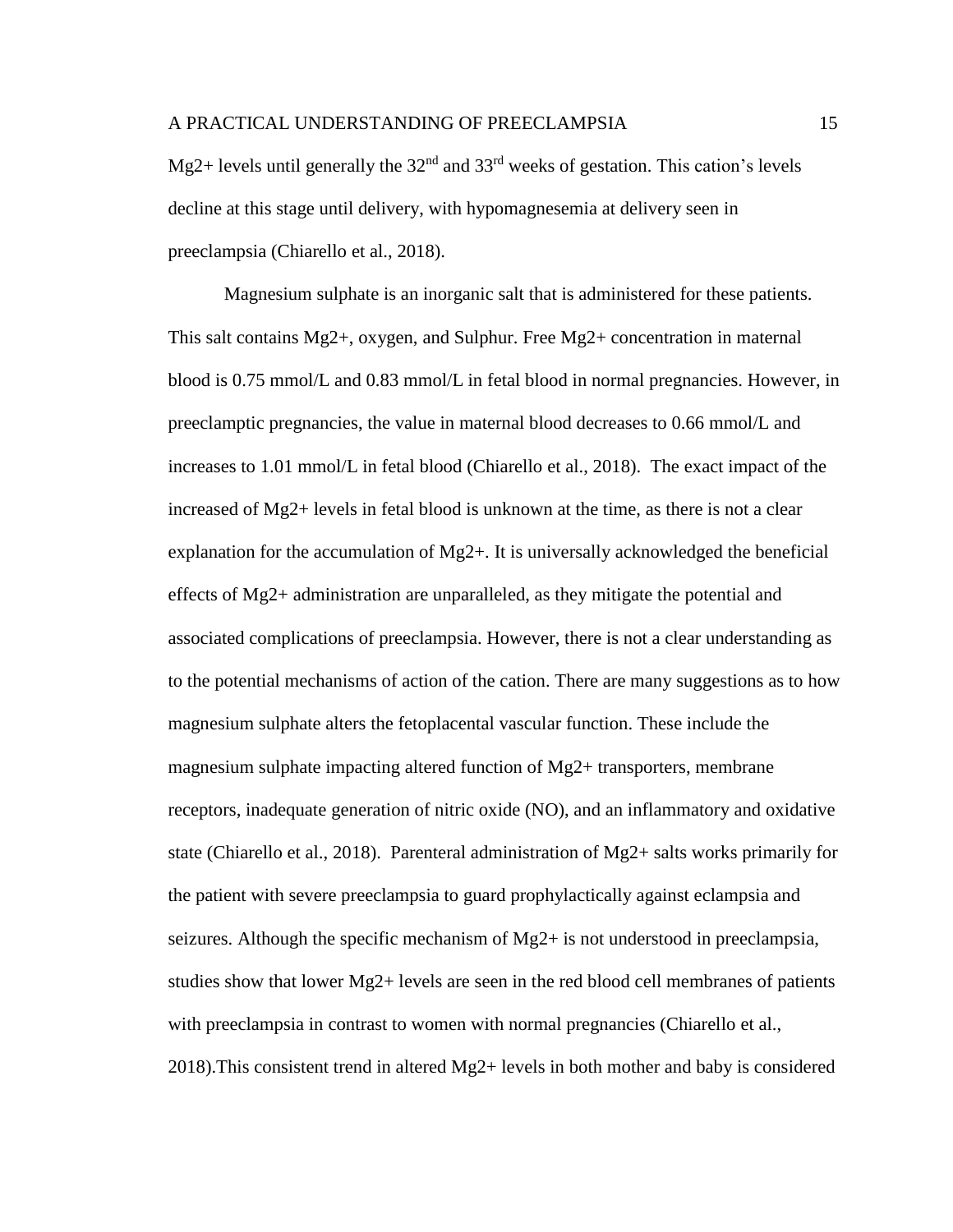Mg2+ levels until generally the 32nd and 33rd weeks of gestation. This cation's levels decline at this stage until delivery, with hypomagnesemia at delivery seen in preeclampsia (Chiarello et al., 2018).

Magnesium sulphate is an inorganic salt that is administered for these patients. This salt contains Mg2+, oxygen, and Sulphur. Free Mg2+ concentration in maternal blood is 0.75 mmol/L and 0.83 mmol/L in fetal blood in normal pregnancies. However, in preeclamptic pregnancies, the value in maternal blood decreases to 0.66 mmol/L and increases to 1.01 mmol/L in fetal blood (Chiarello et al., 2018). The exact impact of the increased of Mg2+ levels in fetal blood is unknown at the time, as there is not a clear explanation for the accumulation of Mg2+. It is universally acknowledged the beneficial effects of Mg2+ administration are unparalleled, as they mitigate the potential and associated complications of preeclampsia. However, there is not a clear understanding as to the potential mechanisms of action of the cation. There are many suggestions as to how magnesium sulphate alters the fetoplacental vascular function. These include the magnesium sulphate impacting altered function of Mg2+ transporters, membrane receptors, inadequate generation of nitric oxide (NO), and an inflammatory and oxidative state (Chiarello et al., 2018). Parenteral administration of Mg2+ salts works primarily for the patient with severe preeclampsia to guard prophylactically against eclampsia and seizures. Although the specific mechanism of Mg2+ is not understood in preeclampsia, studies show that lower Mg2+ levels are seen in the red blood cell membranes of patients with preeclampsia in contrast to women with normal pregnancies (Chiarello et al., 2018).This consistent trend in altered Mg2+ levels in both mother and baby is considered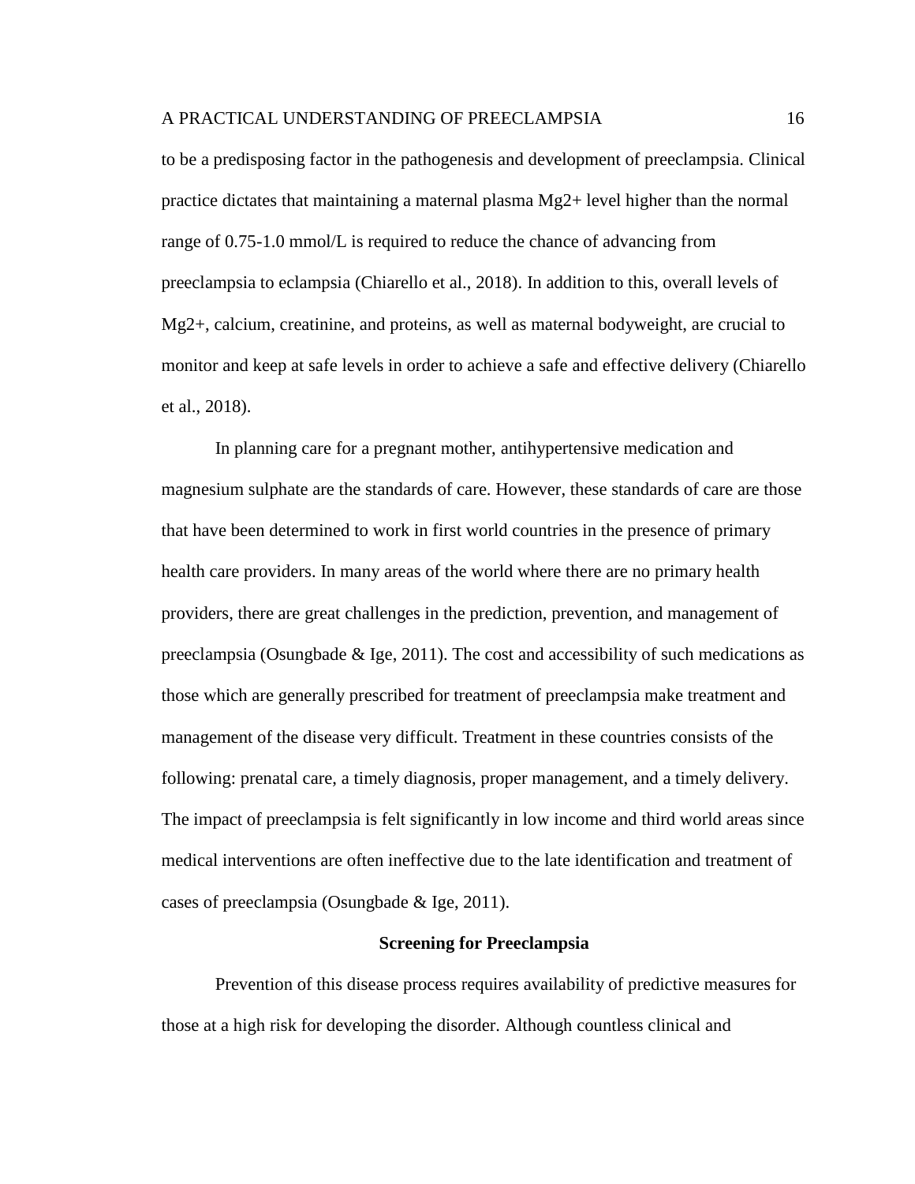to be a predisposing factor in the pathogenesis and development of preeclampsia. Clinical practice dictates that maintaining a maternal plasma $Mg^{2+}$ level higher than the normal range of 0.75-1.0 mmol/L is required to reduce the chance of advancing from preeclampsia to eclampsia (Chiarello et al., 2018). In addition to this, overall levels of $Mg^{2+}$, calcium, creatinine, and proteins, as well as maternal bodyweight, are crucial to monitor and keep at safe levels in order to achieve a safe and effective delivery (Chiarello et al., 2018).

In planning care for a pregnant mother, antihypertensive medication and magnesium sulphate are the standards of care. However, these standards of care are those that have been determined to work in first world countries in the presence of primary health care providers. In many areas of the world where there are no primary health providers, there are great challenges in the prediction, prevention, and management of preeclampsia (Osungbade & Ige, 2011). The cost and accessibility of such medications as those which are generally prescribed for treatment of preeclampsia make treatment and management of the disease very difficult. Treatment in these countries consists of the following: prenatal care, a timely diagnosis, proper management, and a timely delivery. The impact of preeclampsia is felt significantly in low income and third world areas since medical interventions are often ineffective due to the late identification and treatment of cases of preeclampsia (Osungbade & Ige, 2011).

## Screening for Preeclampsia

Prevention of this disease process requires availability of predictive measures for those at a high risk for developing the disorder. Although countless clinical and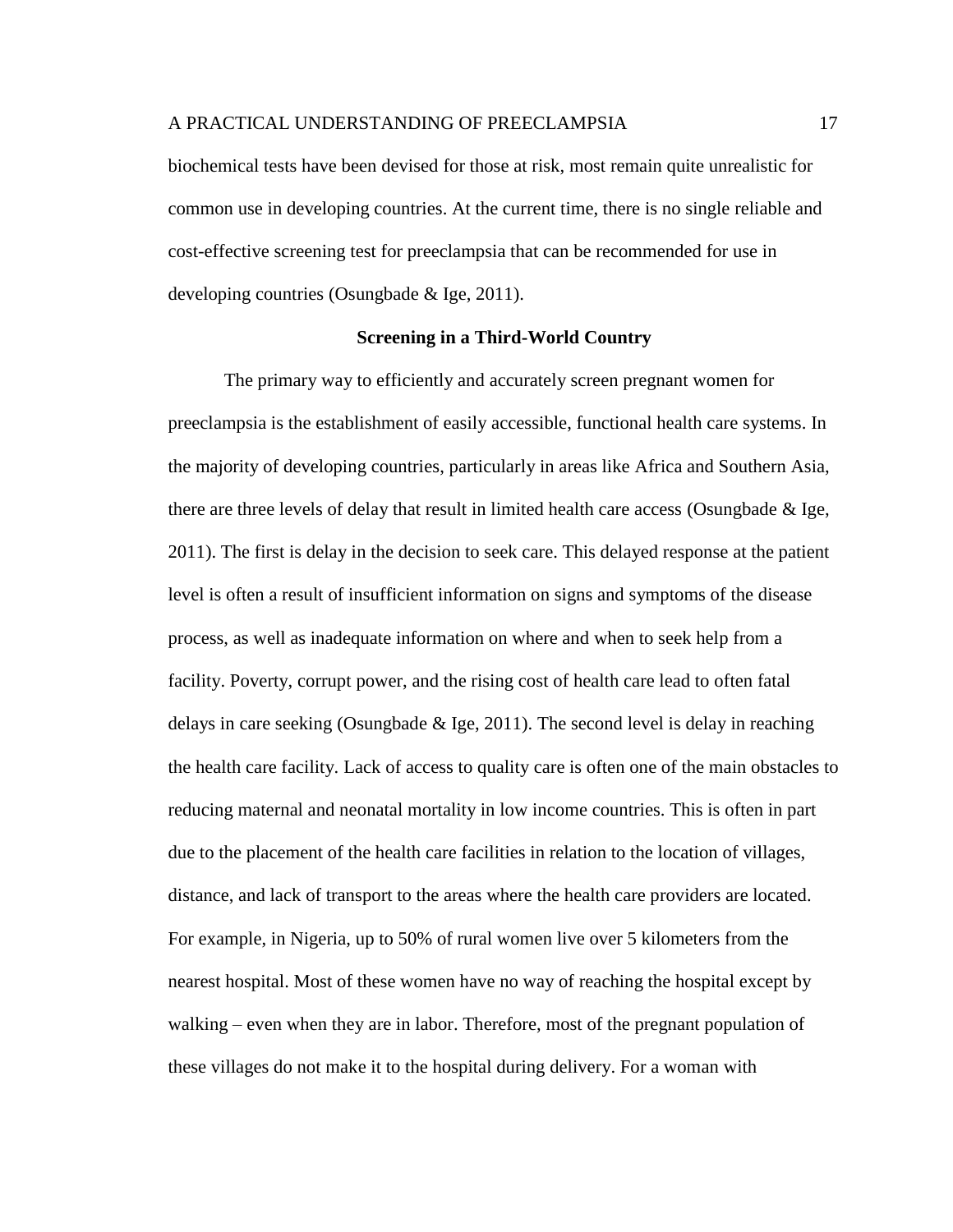biochemical tests have been devised for those at risk, most remain quite unrealistic for common use in developing countries. At the current time, there is no single reliable and cost-effective screening test for preeclampsia that can be recommended for use in developing countries (Osungbade & Ige, 2011).

## Screening in a Third-World Country

The primary way to efficiently and accurately screen pregnant women for preeclampsia is the establishment of easily accessible, functional health care systems. In the majority of developing countries, particularly in areas like Africa and Southern Asia, there are three levels of delay that result in limited health care access (Osungbade & Ige, 2011). The first is delay in the decision to seek care. This delayed response at the patient level is often a result of insufficient information on signs and symptoms of the disease process, as well as inadequate information on where and when to seek help from a facility. Poverty, corrupt power, and the rising cost of health care lead to often fatal delays in care seeking (Osungbade & Ige, 2011). The second level is delay in reaching the health care facility. Lack of access to quality care is often one of the main obstacles to reducing maternal and neonatal mortality in low income countries. This is often in part due to the placement of the health care facilities in relation to the location of villages, distance, and lack of transport to the areas where the health care providers are located. For example, in Nigeria, up to 50% of rural women live over 5 kilometers from the nearest hospital. Most of these women have no way of reaching the hospital except by walking – even when they are in labor. Therefore, most of the pregnant population of these villages do not make it to the hospital during delivery. For a woman with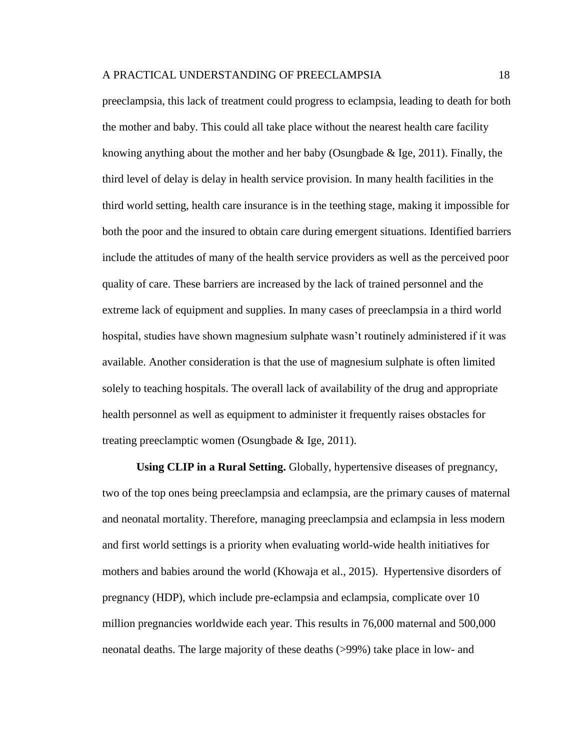preeclampsia, this lack of treatment could progress to eclampsia, leading to death for both the mother and baby. This could all take place without the nearest health care facility knowing anything about the mother and her baby (Osungbade & Ige, 2011). Finally, the third level of delay is delay in health service provision. In many health facilities in the third world setting, health care insurance is in the teething stage, making it impossible for both the poor and the insured to obtain care during emergent situations. Identified barriers include the attitudes of many of the health service providers as well as the perceived poor quality of care. These barriers are increased by the lack of trained personnel and the extreme lack of equipment and supplies. In many cases of preeclampsia in a third world hospital, studies have shown magnesium sulphate wasn't routinely administered if it was available. Another consideration is that the use of magnesium sulphate is often limited solely to teaching hospitals. The overall lack of availability of the drug and appropriate health personnel as well as equipment to administer it frequently raises obstacles for treating preeclamptic women (Osungbade & Ige, 2011).

**Using CLIP in a Rural Setting.** Globally, hypertensive diseases of pregnancy, two of the top ones being preeclampsia and eclampsia, are the primary causes of maternal and neonatal mortality. Therefore, managing preeclampsia and eclampsia in less modern and first world settings is a priority when evaluating world-wide health initiatives for mothers and babies around the world (Khowaja et al., 2015). Hypertensive disorders of pregnancy (HDP), which include pre-eclampsia and eclampsia, complicate over 10 million pregnancies worldwide each year. This results in 76,000 maternal and 500,000 neonatal deaths. The large majority of these deaths (>99%) take place in low- and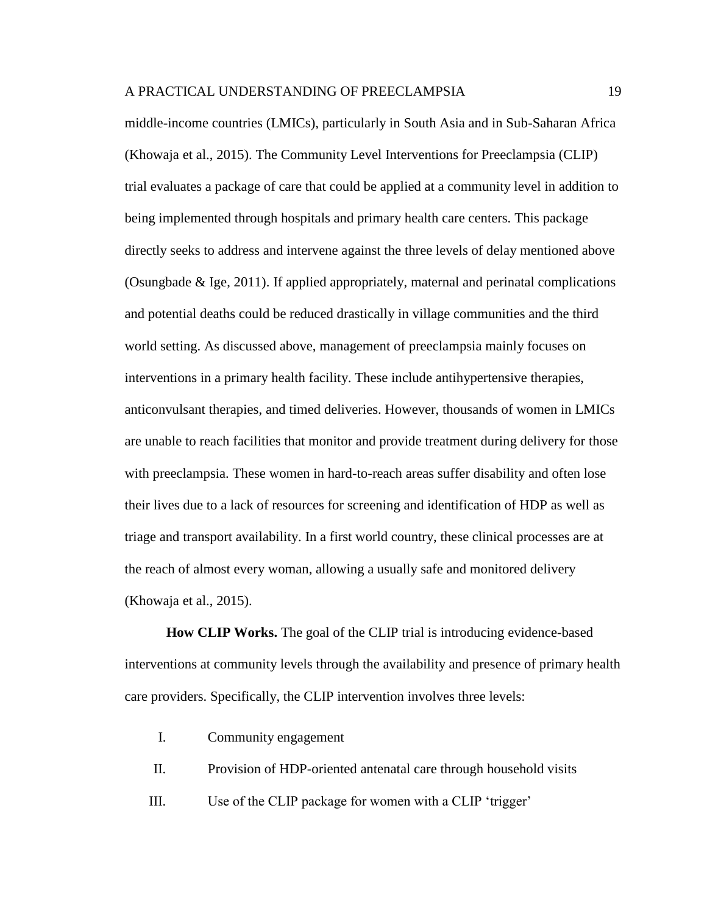middle-income countries (LMICs), particularly in South Asia and in Sub-Saharan Africa (Khowaja et al., 2015). The Community Level Interventions for Preeclampsia (CLIP) trial evaluates a package of care that could be applied at a community level in addition to being implemented through hospitals and primary health care centers. This package directly seeks to address and intervene against the three levels of delay mentioned above (Osungbade & Ige, 2011). If applied appropriately, maternal and perinatal complications and potential deaths could be reduced drastically in village communities and the third world setting. As discussed above, management of preeclampsia mainly focuses on interventions in a primary health facility. These include antihypertensive therapies, anticonvulsant therapies, and timed deliveries. However, thousands of women in LMICs are unable to reach facilities that monitor and provide treatment during delivery for those with preeclampsia. These women in hard-to-reach areas suffer disability and often lose their lives due to a lack of resources for screening and identification of HDP as well as triage and transport availability. In a first world country, these clinical processes are at the reach of almost every woman, allowing a usually safe and monitored delivery (Khowaja et al., 2015).

**How CLIP Works.** The goal of the CLIP trial is introducing evidence-based interventions at community levels through the availability and presence of primary health care providers. Specifically, the CLIP intervention involves three levels:

I. Community engagement

II. Provision of HDP-oriented antenatal care through household visits

III. Use of the CLIP package for women with a CLIP 'trigger'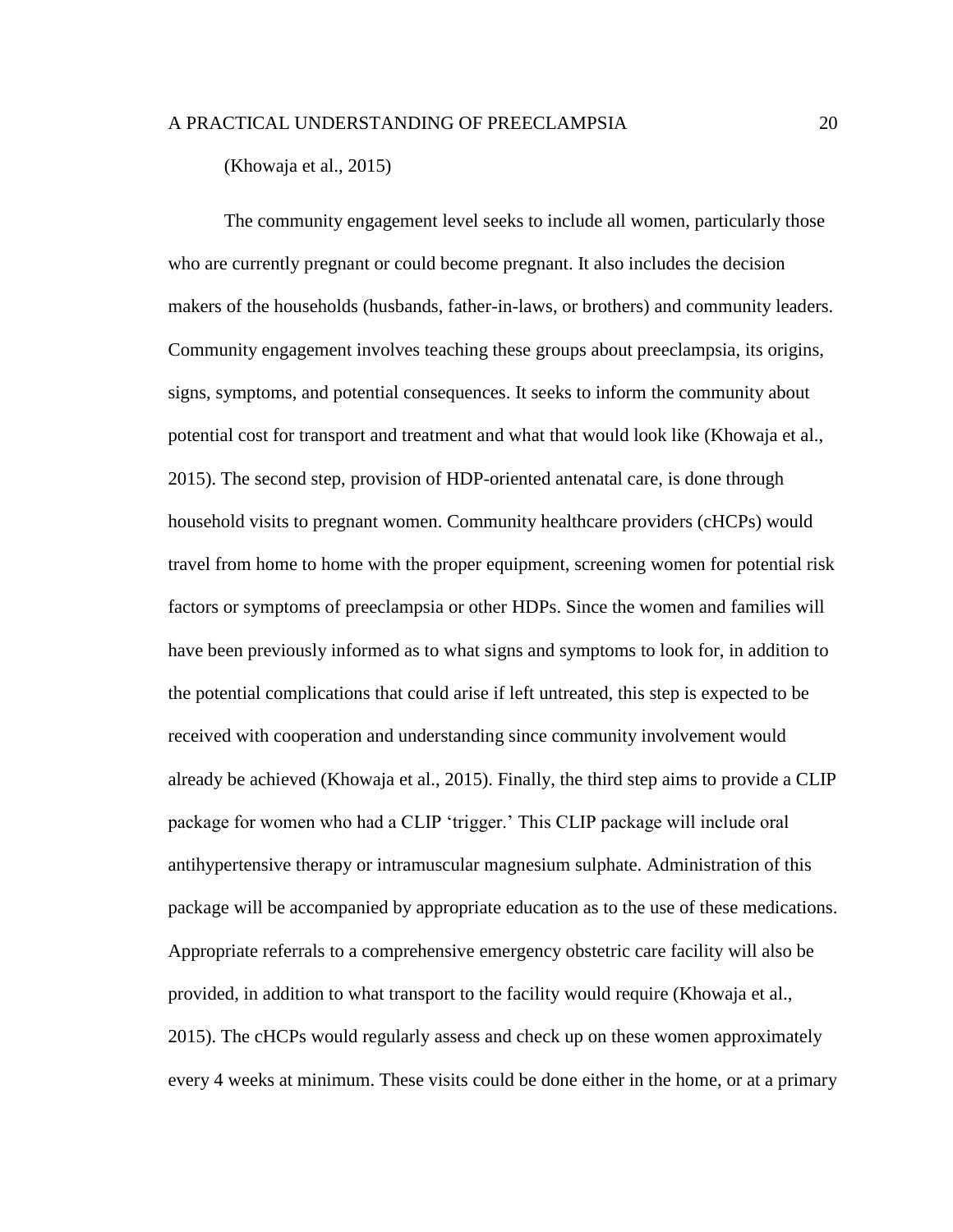(Khowaja et al., 2015)

The community engagement level seeks to include all women, particularly those who are currently pregnant or could become pregnant. It also includes the decision makers of the households (husbands, father-in-laws, or brothers) and community leaders. Community engagement involves teaching these groups about preeclampsia, its origins, signs, symptoms, and potential consequences. It seeks to inform the community about potential cost for transport and treatment and what that would look like (Khowaja et al., 2015). The second step, provision of HDP-oriented antenatal care, is done through household visits to pregnant women. Community healthcare providers (cHCPs) would travel from home to home with the proper equipment, screening women for potential risk factors or symptoms of preeclampsia or other HDPs. Since the women and families will have been previously informed as to what signs and symptoms to look for, in addition to the potential complications that could arise if left untreated, this step is expected to be received with cooperation and understanding since community involvement would already be achieved (Khowaja et al., 2015). Finally, the third step aims to provide a CLIP package for women who had a CLIP 'trigger.' This CLIP package will include oral antihypertensive therapy or intramuscular magnesium sulphate. Administration of this package will be accompanied by appropriate education as to the use of these medications. Appropriate referrals to a comprehensive emergency obstetric care facility will also be provided, in addition to what transport to the facility would require (Khowaja et al., 2015). The cHCPs would regularly assess and check up on these women approximately every 4 weeks at minimum. These visits could be done either in the home, or at a primary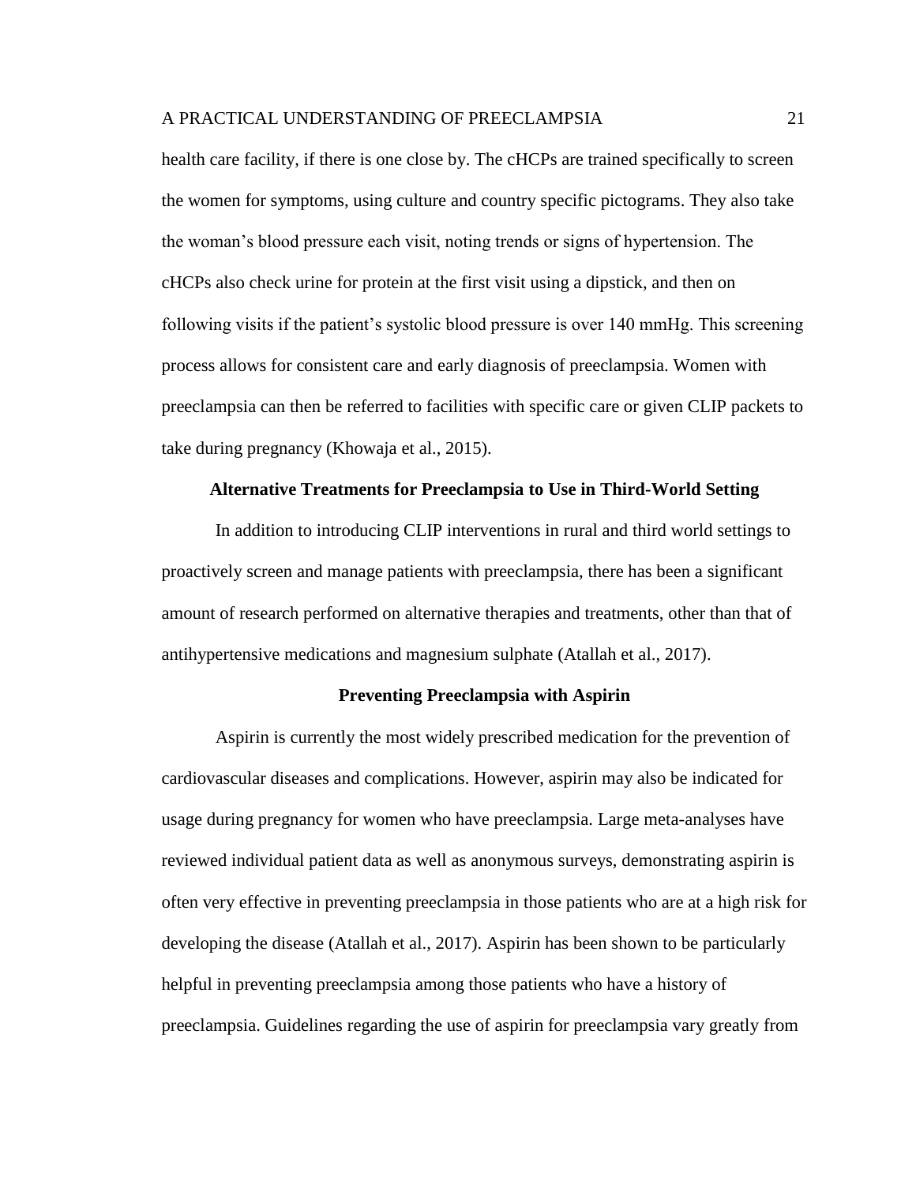health care facility, if there is one close by. The cHCPs are trained specifically to screen the women for symptoms, using culture and country specific pictograms. They also take the woman's blood pressure each visit, noting trends or signs of hypertension. The cHCPs also check urine for protein at the first visit using a dipstick, and then on following visits if the patient's systolic blood pressure is over 140 mmHg. This screening process allows for consistent care and early diagnosis of preeclampsia. Women with preeclampsia can then be referred to facilities with specific care or given CLIP packets to take during pregnancy (Khowaja et al., 2015).

## Alternative Treatments for Preeclampsia to Use in Third-World Setting

In addition to introducing CLIP interventions in rural and third world settings to proactively screen and manage patients with preeclampsia, there has been a significant amount of research performed on alternative therapies and treatments, other than that of antihypertensive medications and magnesium sulphate (Atallah et al., 2017).

## Preventing Preeclampsia with Aspirin

Aspirin is currently the most widely prescribed medication for the prevention of cardiovascular diseases and complications. However, aspirin may also be indicated for usage during pregnancy for women who have preeclampsia. Large meta-analyses have reviewed individual patient data as well as anonymous surveys, demonstrating aspirin is often very effective in preventing preeclampsia in those patients who are at a high risk for developing the disease (Atallah et al., 2017). Aspirin has been shown to be particularly helpful in preventing preeclampsia among those patients who have a history of preeclampsia. Guidelines regarding the use of aspirin for preeclampsia vary greatly from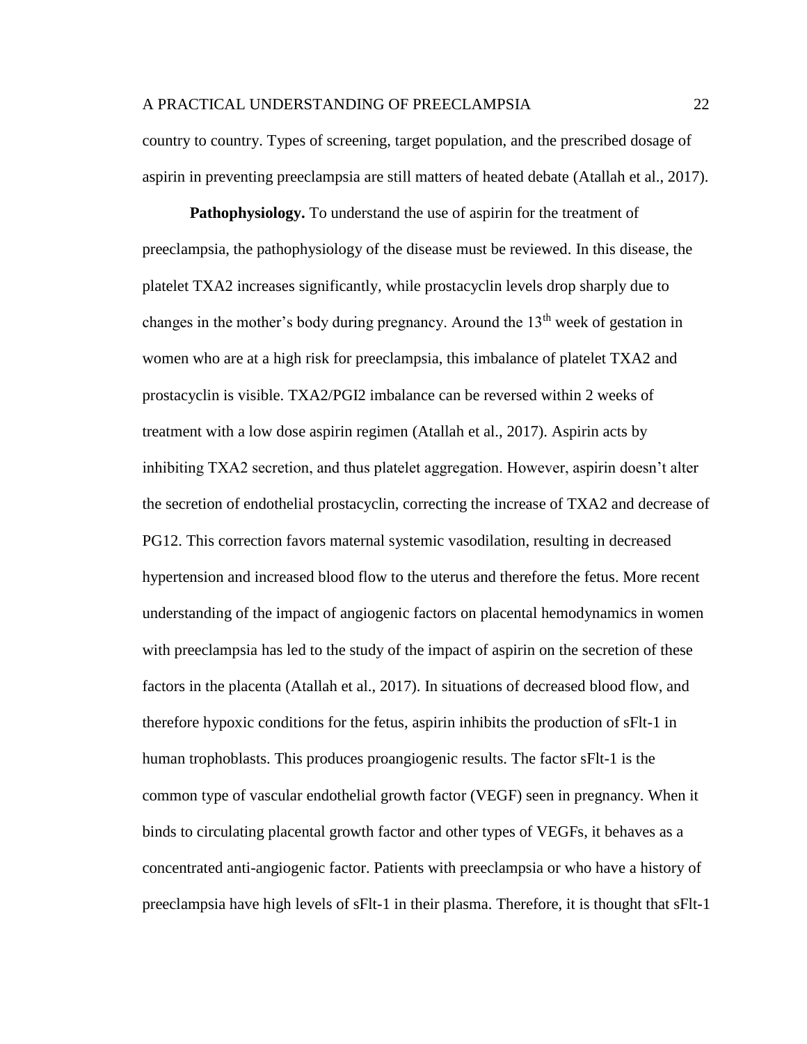country to country. Types of screening, target population, and the prescribed dosage of aspirin in preventing preeclampsia are still matters of heated debate (Atallah et al., 2017).

**Pathophysiology.** To understand the use of aspirin for the treatment of preeclampsia, the pathophysiology of the disease must be reviewed. In this disease, the platelet TXA2 increases significantly, while prostacyclin levels drop sharply due to changes in the mother's body during pregnancy. Around the $13^{th}$ week of gestation in women who are at a high risk for preeclampsia, this imbalance of platelet TXA2 and prostacyclin is visible. TXA2/PGI2 imbalance can be reversed within 2 weeks of treatment with a low dose aspirin regimen (Atallah et al., 2017). Aspirin acts by inhibiting TXA2 secretion, and thus platelet aggregation. However, aspirin doesn't alter the secretion of endothelial prostacyclin, correcting the increase of TXA2 and decrease of PG12. This correction favors maternal systemic vasodilation, resulting in decreased hypertension and increased blood flow to the uterus and therefore the fetus. More recent understanding of the impact of angiogenic factors on placental hemodynamics in women with preeclampsia has led to the study of the impact of aspirin on the secretion of these factors in the placenta (Atallah et al., 2017). In situations of decreased blood flow, and therefore hypoxic conditions for the fetus, aspirin inhibits the production of sFlt-1 in human trophoblasts. This produces proangiogenic results. The factor sFlt-1 is the common type of vascular endothelial growth factor (VEGF) seen in pregnancy. When it binds to circulating placental growth factor and other types of VEGFs, it behaves as a concentrated anti-angiogenic factor. Patients with preeclampsia or who have a history of preeclampsia have high levels of sFlt-1 in their plasma. Therefore, it is thought that sFlt-1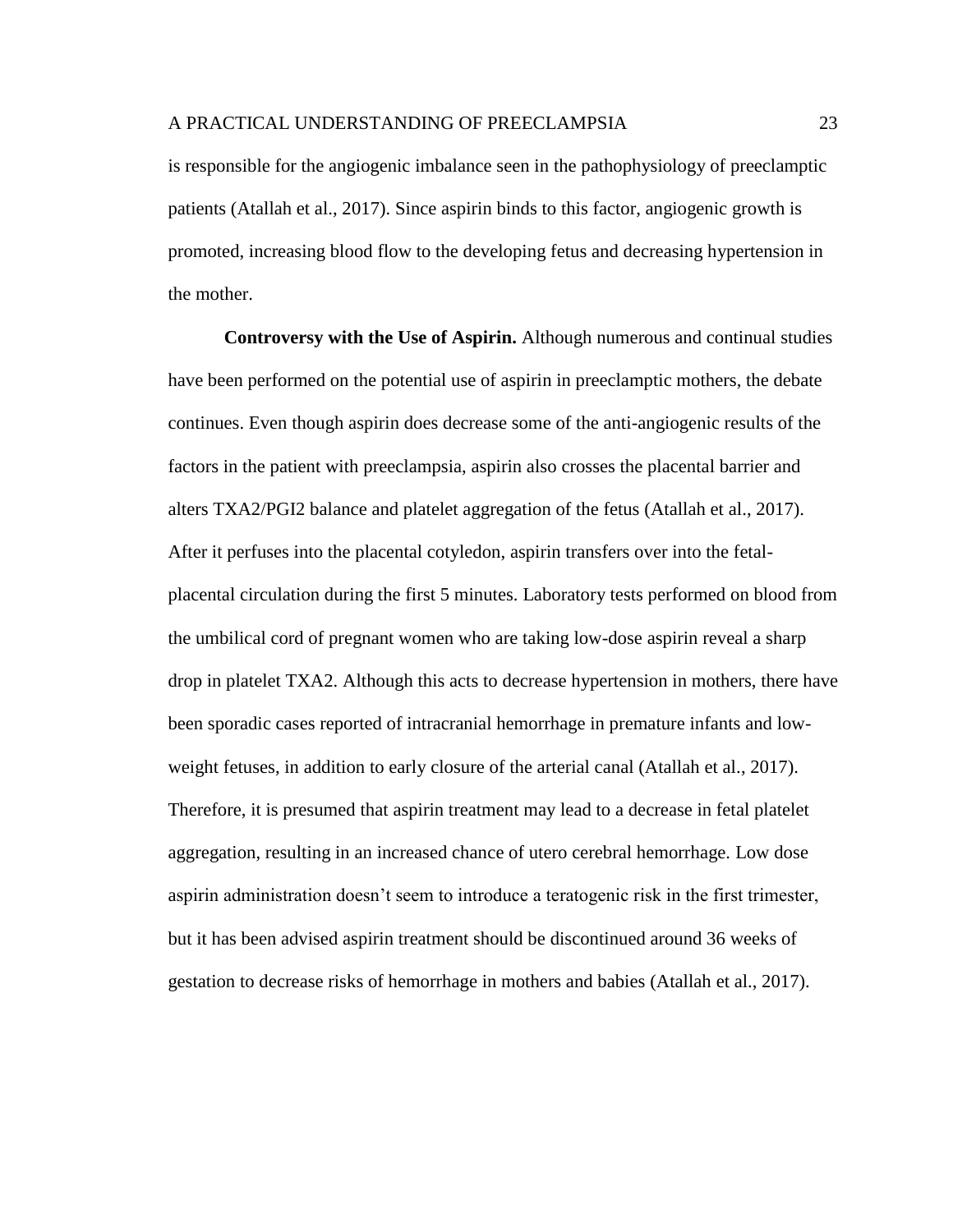is responsible for the angiogenic imbalance seen in the pathophysiology of preeclamptic patients (Atallah et al., 2017). Since aspirin binds to this factor, angiogenic growth is promoted, increasing blood flow to the developing fetus and decreasing hypertension in the mother.

**Controversy with the Use of Aspirin.** Although numerous and continual studies have been performed on the potential use of aspirin in preeclamptic mothers, the debate continues. Even though aspirin does decrease some of the anti-angiogenic results of the factors in the patient with preeclampsia, aspirin also crosses the placental barrier and alters TXA2/PGI2 balance and platelet aggregation of the fetus (Atallah et al., 2017). After it perfuses into the placental cotyledon, aspirin transfers over into the fetal-placental circulation during the first 5 minutes. Laboratory tests performed on blood from the umbilical cord of pregnant women who are taking low-dose aspirin reveal a sharp drop in platelet TXA2. Although this acts to decrease hypertension in mothers, there have been sporadic cases reported of intracranial hemorrhage in premature infants and low-weight fetuses, in addition to early closure of the arterial canal (Atallah et al., 2017). Therefore, it is presumed that aspirin treatment may lead to a decrease in fetal platelet aggregation, resulting in an increased chance of utero cerebral hemorrhage. Low dose aspirin administration doesn't seem to introduce a teratogenic risk in the first trimester, but it has been advised aspirin treatment should be discontinued around 36 weeks of gestation to decrease risks of hemorrhage in mothers and babies (Atallah et al., 2017).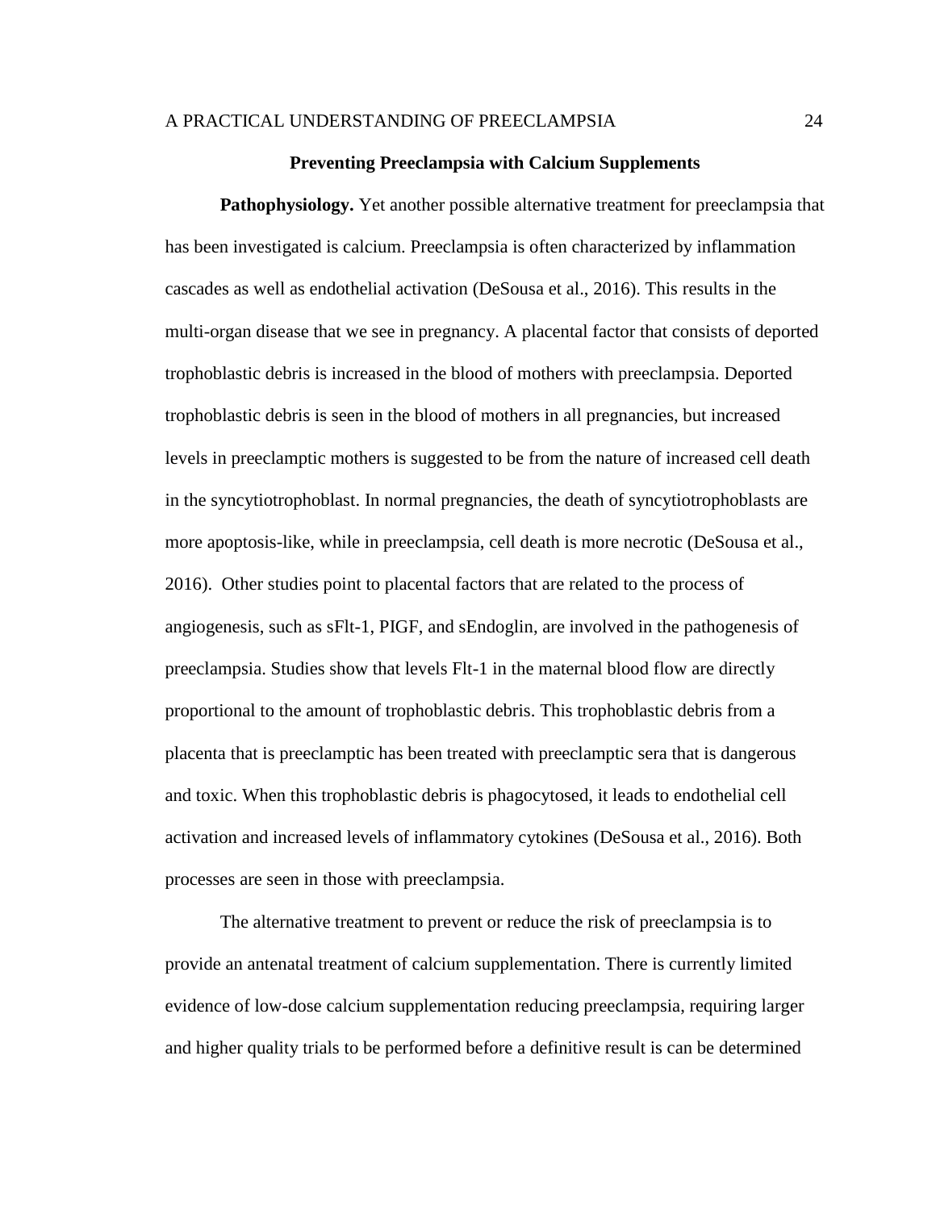## Preventing Preeclampsia with Calcium Supplements

**Pathophysiology.** Yet another possible alternative treatment for preeclampsia that has been investigated is calcium. Preeclampsia is often characterized by inflammation cascades as well as endothelial activation (DeSousa et al., 2016). This results in the multi-organ disease that we see in pregnancy. A placental factor that consists of deported trophoblastic debris is increased in the blood of mothers with preeclampsia. Deported trophoblastic debris is seen in the blood of mothers in all pregnancies, but increased levels in preeclamptic mothers is suggested to be from the nature of increased cell death in the syncytiotrophoblast. In normal pregnancies, the death of syncytiotrophoblasts are more apoptosis-like, while in preeclampsia, cell death is more necrotic (DeSousa et al., 2016). Other studies point to placental factors that are related to the process of angiogenesis, such as sFlt-1, PIGF, and sEndoglin, are involved in the pathogenesis of preeclampsia. Studies show that levels Flt-1 in the maternal blood flow are directly proportional to the amount of trophoblastic debris. This trophoblastic debris from a placenta that is preeclamptic has been treated with preeclamptic sera that is dangerous and toxic. When this trophoblastic debris is phagocytosed, it leads to endothelial cell activation and increased levels of inflammatory cytokines (DeSousa et al., 2016). Both processes are seen in those with preeclampsia.

The alternative treatment to prevent or reduce the risk of preeclampsia is to provide an antenatal treatment of calcium supplementation. There is currently limited evidence of low-dose calcium supplementation reducing preeclampsia, requiring larger and higher quality trials to be performed before a definitive result is can be determined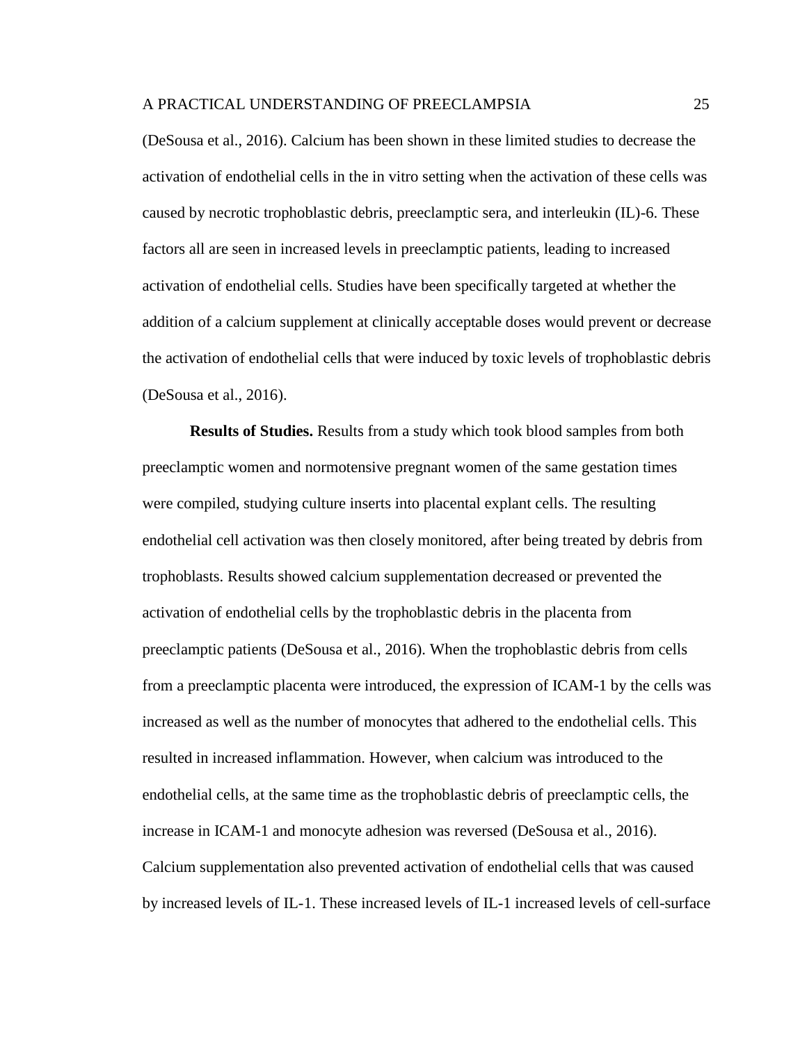(DeSousa et al., 2016). Calcium has been shown in these limited studies to decrease the activation of endothelial cells in the in vitro setting when the activation of these cells was caused by necrotic trophoblastic debris, preeclamptic sera, and interleukin (IL)-6. These factors all are seen in increased levels in preeclamptic patients, leading to increased activation of endothelial cells. Studies have been specifically targeted at whether the addition of a calcium supplement at clinically acceptable doses would prevent or decrease the activation of endothelial cells that were induced by toxic levels of trophoblastic debris (DeSousa et al., 2016).

**Results of Studies.** Results from a study which took blood samples from both preeclamptic women and normotensive pregnant women of the same gestation times were compiled, studying culture inserts into placental explant cells. The resulting endothelial cell activation was then closely monitored, after being treated by debris from trophoblasts. Results showed calcium supplementation decreased or prevented the activation of endothelial cells by the trophoblastic debris in the placenta from preeclamptic patients (DeSousa et al., 2016). When the trophoblastic debris from cells from a preeclamptic placenta were introduced, the expression of ICAM-1 by the cells was increased as well as the number of monocytes that adhered to the endothelial cells. This resulted in increased inflammation. However, when calcium was introduced to the endothelial cells, at the same time as the trophoblastic debris of preeclamptic cells, the increase in ICAM-1 and monocyte adhesion was reversed (DeSousa et al., 2016). Calcium supplementation also prevented activation of endothelial cells that was caused by increased levels of IL-1. These increased levels of IL-1 increased levels of cell-surface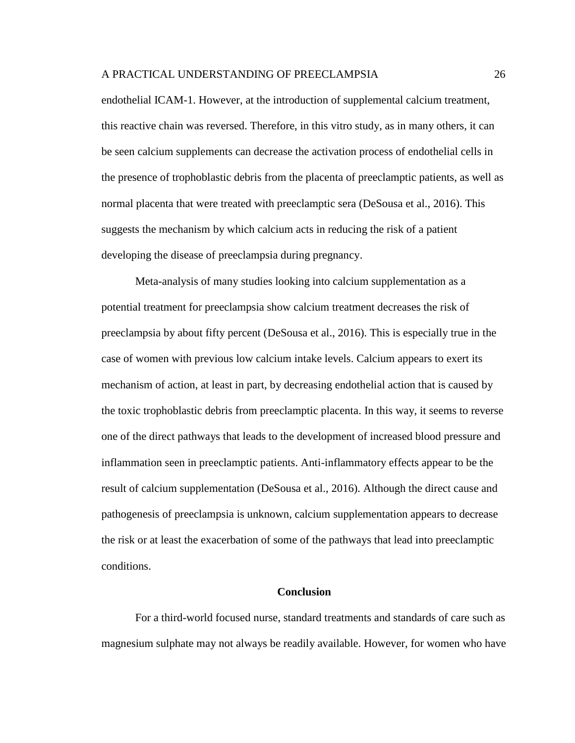endothelial ICAM-1. However, at the introduction of supplemental calcium treatment, this reactive chain was reversed. Therefore, in this vitro study, as in many others, it can be seen calcium supplements can decrease the activation process of endothelial cells in the presence of trophoblastic debris from the placenta of preeclamptic patients, as well as normal placenta that were treated with preeclamptic sera (DeSousa et al., 2016). This suggests the mechanism by which calcium acts in reducing the risk of a patient developing the disease of preeclampsia during pregnancy.

Meta-analysis of many studies looking into calcium supplementation as a potential treatment for preeclampsia show calcium treatment decreases the risk of preeclampsia by about fifty percent (DeSousa et al., 2016). This is especially true in the case of women with previous low calcium intake levels. Calcium appears to exert its mechanism of action, at least in part, by decreasing endothelial action that is caused by the toxic trophoblastic debris from preeclamptic placenta. In this way, it seems to reverse one of the direct pathways that leads to the development of increased blood pressure and inflammation seen in preeclamptic patients. Anti-inflammatory effects appear to be the result of calcium supplementation (DeSousa et al., 2016). Although the direct cause and pathogenesis of preeclampsia is unknown, calcium supplementation appears to decrease the risk or at least the exacerbation of some of the pathways that lead into preeclamptic conditions.

## Conclusion

For a third-world focused nurse, standard treatments and standards of care such as magnesium sulphate may not always be readily available. However, for women who have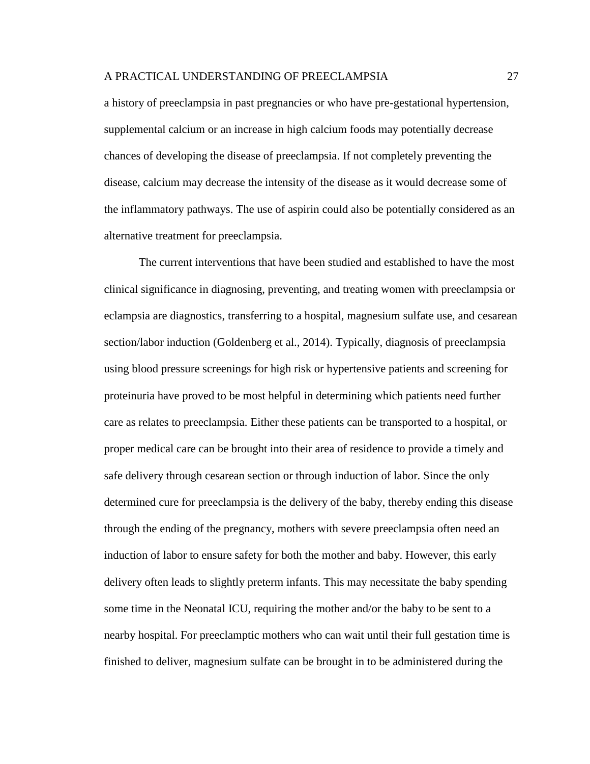a history of preeclampsia in past pregnancies or who have pre-gestational hypertension, supplemental calcium or an increase in high calcium foods may potentially decrease chances of developing the disease of preeclampsia. If not completely preventing the disease, calcium may decrease the intensity of the disease as it would decrease some of the inflammatory pathways. The use of aspirin could also be potentially considered as an alternative treatment for preeclampsia.

The current interventions that have been studied and established to have the most clinical significance in diagnosing, preventing, and treating women with preeclampsia or eclampsia are diagnostics, transferring to a hospital, magnesium sulfate use, and cesarean section/labor induction (Goldenberg et al., 2014). Typically, diagnosis of preeclampsia using blood pressure screenings for high risk or hypertensive patients and screening for proteinuria have proved to be most helpful in determining which patients need further care as relates to preeclampsia. Either these patients can be transported to a hospital, or proper medical care can be brought into their area of residence to provide a timely and safe delivery through cesarean section or through induction of labor. Since the only determined cure for preeclampsia is the delivery of the baby, thereby ending this disease through the ending of the pregnancy, mothers with severe preeclampsia often need an induction of labor to ensure safety for both the mother and baby. However, this early delivery often leads to slightly preterm infants. This may necessitate the baby spending some time in the Neonatal ICU, requiring the mother and/or the baby to be sent to a nearby hospital. For preeclamptic mothers who can wait until their full gestation time is finished to deliver, magnesium sulfate can be brought in to be administered during the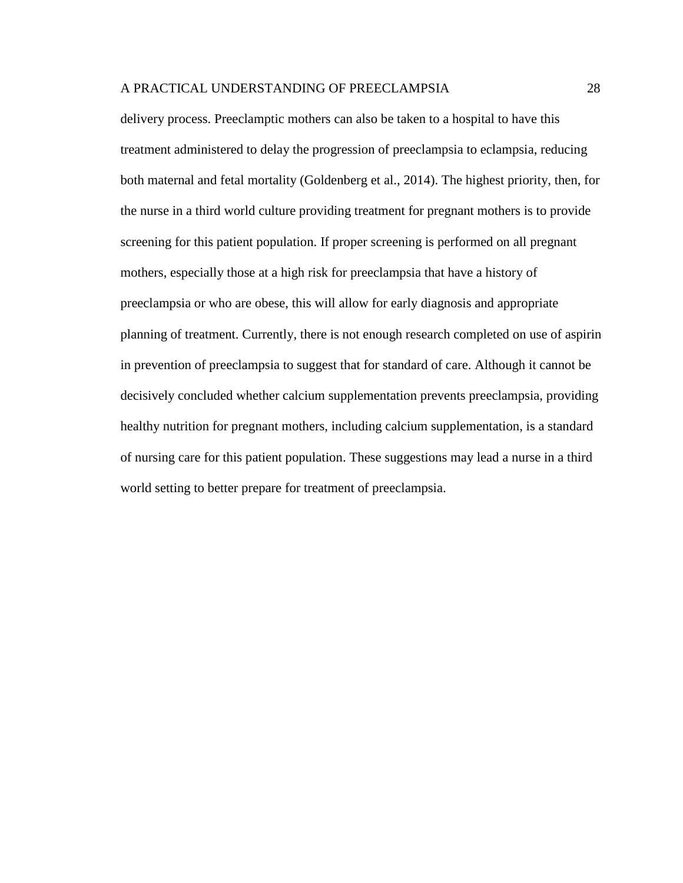delivery process. Preeclamptic mothers can also be taken to a hospital to have this treatment administered to delay the progression of preeclampsia to eclampsia, reducing both maternal and fetal mortality (Goldenberg et al., 2014). The highest priority, then, for the nurse in a third world culture providing treatment for pregnant mothers is to provide screening for this patient population. If proper screening is performed on all pregnant mothers, especially those at a high risk for preeclampsia that have a history of preeclampsia or who are obese, this will allow for early diagnosis and appropriate planning of treatment. Currently, there is not enough research completed on use of aspirin in prevention of preeclampsia to suggest that for standard of care. Although it cannot be decisively concluded whether calcium supplementation prevents preeclampsia, providing healthy nutrition for pregnant mothers, including calcium supplementation, is a standard of nursing care for this patient population. These suggestions may lead a nurse in a third world setting to better prepare for treatment of preeclampsia.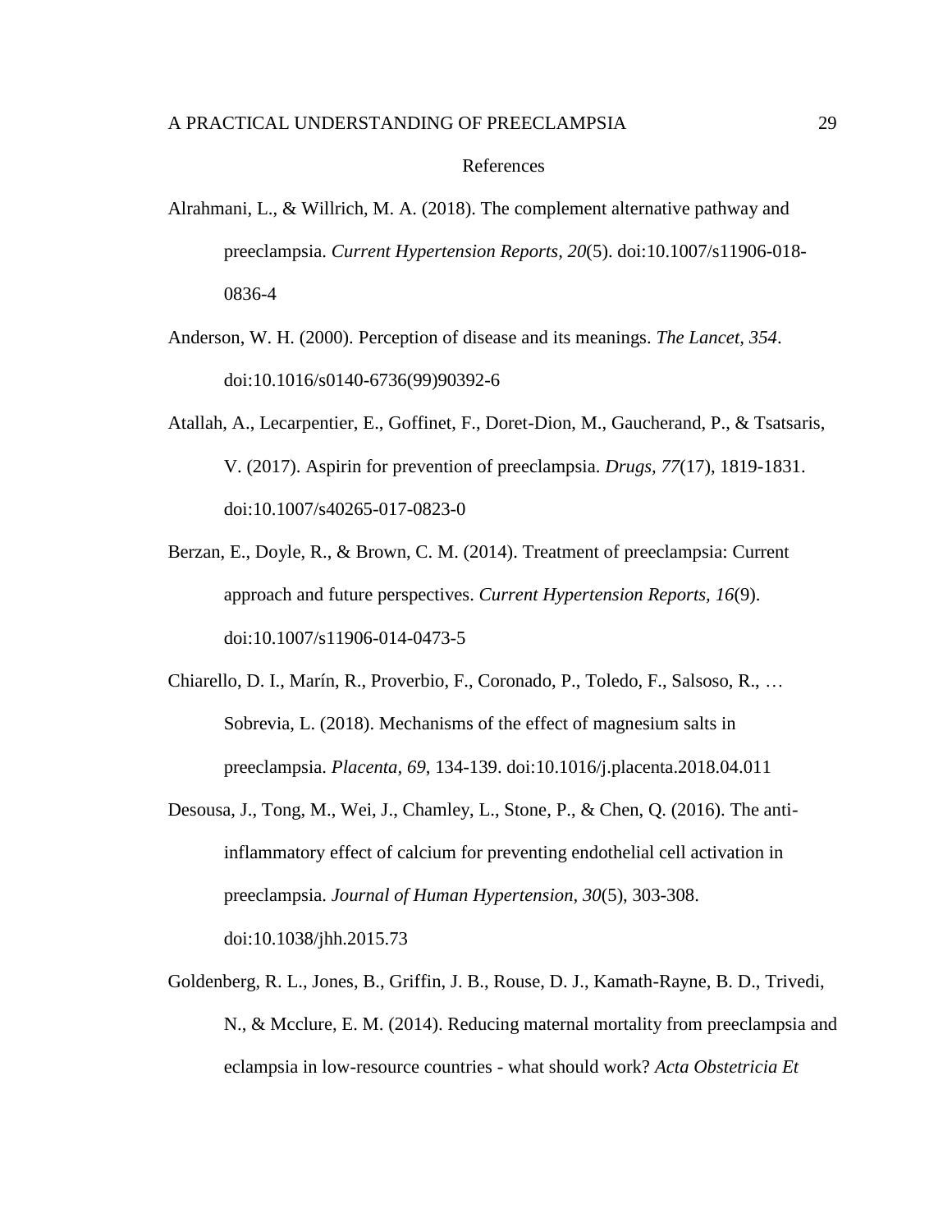# References

Alrahmani, L., & Willrich, M. A. (2018). The complement alternative pathway and preeclampsia. *Current Hypertension Reports, 20*(5). doi:10.1007/s11906-018-0836-4

Anderson, W. H. (2000). Perception of disease and its meanings. *The Lancet, 354*. doi:10.1016/s0140-6736(99)90392-6

Atallah, A., Lecarpentier, E., Goffinet, F., Doret-Dion, M., Gaucherand, P., & Tsatsaris, V. (2017). Aspirin for prevention of preeclampsia. *Drugs, 77*(17), 1819-1831. doi:10.1007/s40265-017-0823-0

Berzan, E., Doyle, R., & Brown, C. M. (2014). Treatment of preeclampsia: Current approach and future perspectives. *Current Hypertension Reports, 16*(9). doi:10.1007/s11906-014-0473-5

Chiarello, D. I., Marín, R., Proverbio, F., Coronado, P., Toledo, F., Salsoso, R., … Sobrevia, L. (2018). Mechanisms of the effect of magnesium salts in preeclampsia. *Placenta, 69*, 134-139. doi:10.1016/j.placenta.2018.04.011

Desousa, J., Tong, M., Wei, J., Chamley, L., Stone, P., & Chen, Q. (2016). The anti-inflammatory effect of calcium for preventing endothelial cell activation in preeclampsia. *Journal of Human Hypertension, 30*(5), 303-308. doi:10.1038/jhh.2015.73

Goldenberg, R. L., Jones, B., Griffin, J. B., Rouse, D. J., Kamath-Rayne, B. D., Trivedi, N., & Mcclure, E. M. (2014). Reducing maternal mortality from preeclampsia and eclampsia in low-resource countries - what should work? *Acta Obstetricia Et*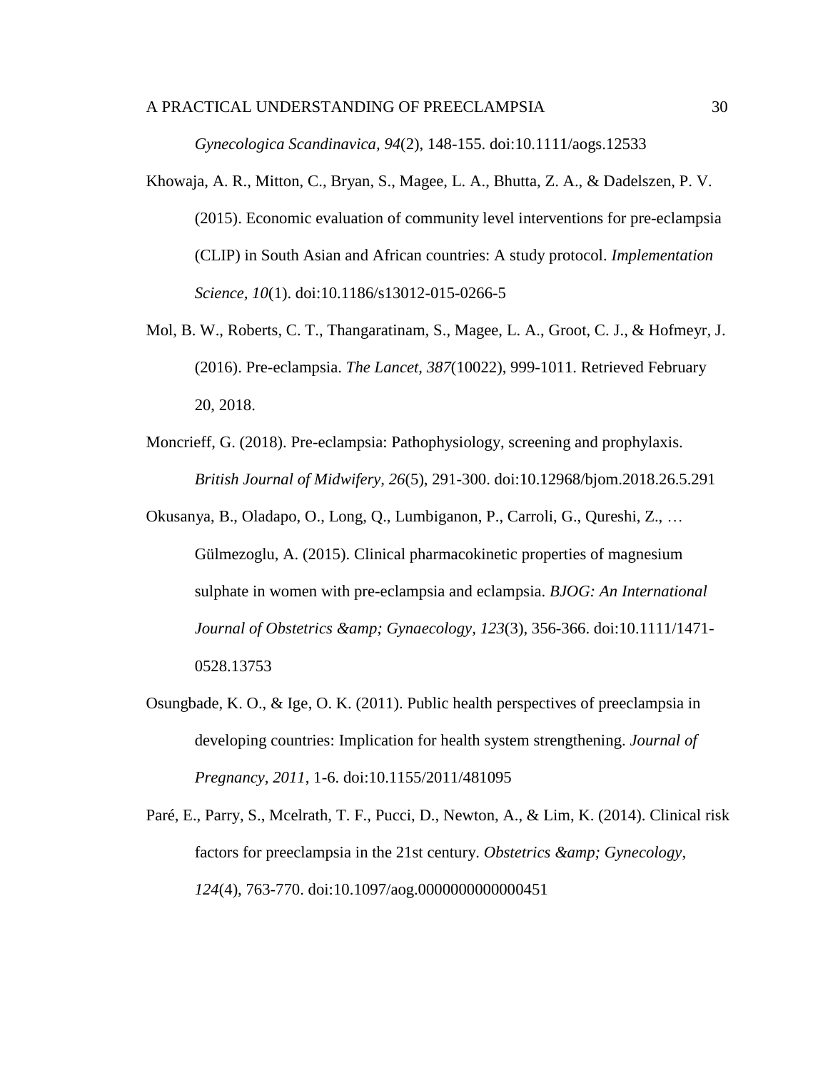*Gynecologica Scandinavica, 94*(2), 148-155. doi:10.1111/aogs.12533

Khowaja, A. R., Mitton, C., Bryan, S., Magee, L. A., Bhutta, Z. A., & Dadelszen, P. V. (2015). Economic evaluation of community level interventions for pre-eclampsia (CLIP) in South Asian and African countries: A study protocol. *Implementation Science, 10*(1). doi:10.1186/s13012-015-0266-5

Mol, B. W., Roberts, C. T., Thangaratinam, S., Magee, L. A., Groot, C. J., & Hofmeyr, J. (2016). Pre-eclampsia. *The Lancet, 387*(10022), 999-1011. Retrieved February 20, 2018.

Moncrieff, G. (2018). Pre-eclampsia: Pathophysiology, screening and prophylaxis. *British Journal of Midwifery, 26*(5), 291-300. doi:10.12968/bjom.2018.26.5.291

Okusanya, B., Oladapo, O., Long, Q., Lumbiganon, P., Carroli, G., Qureshi, Z., … Gülmezoglu, A. (2015). Clinical pharmacokinetic properties of magnesium sulphate in women with pre-eclampsia and eclampsia. *BJOG: An International Journal of Obstetrics &amp; Gynaecology, 123*(3), 356-366. doi:10.1111/1471-0528.13753

Osungbade, K. O., & Ige, O. K. (2011). Public health perspectives of preeclampsia in developing countries: Implication for health system strengthening. *Journal of Pregnancy, 2011*, 1-6. doi:10.1155/2011/481095

Paré, E., Parry, S., Mcelrath, T. F., Pucci, D., Newton, A., & Lim, K. (2014). Clinical risk factors for preeclampsia in the 21st century. *Obstetrics &amp; Gynecology*, *124*(4), 763-770. doi:10.1097/aog.0000000000000451